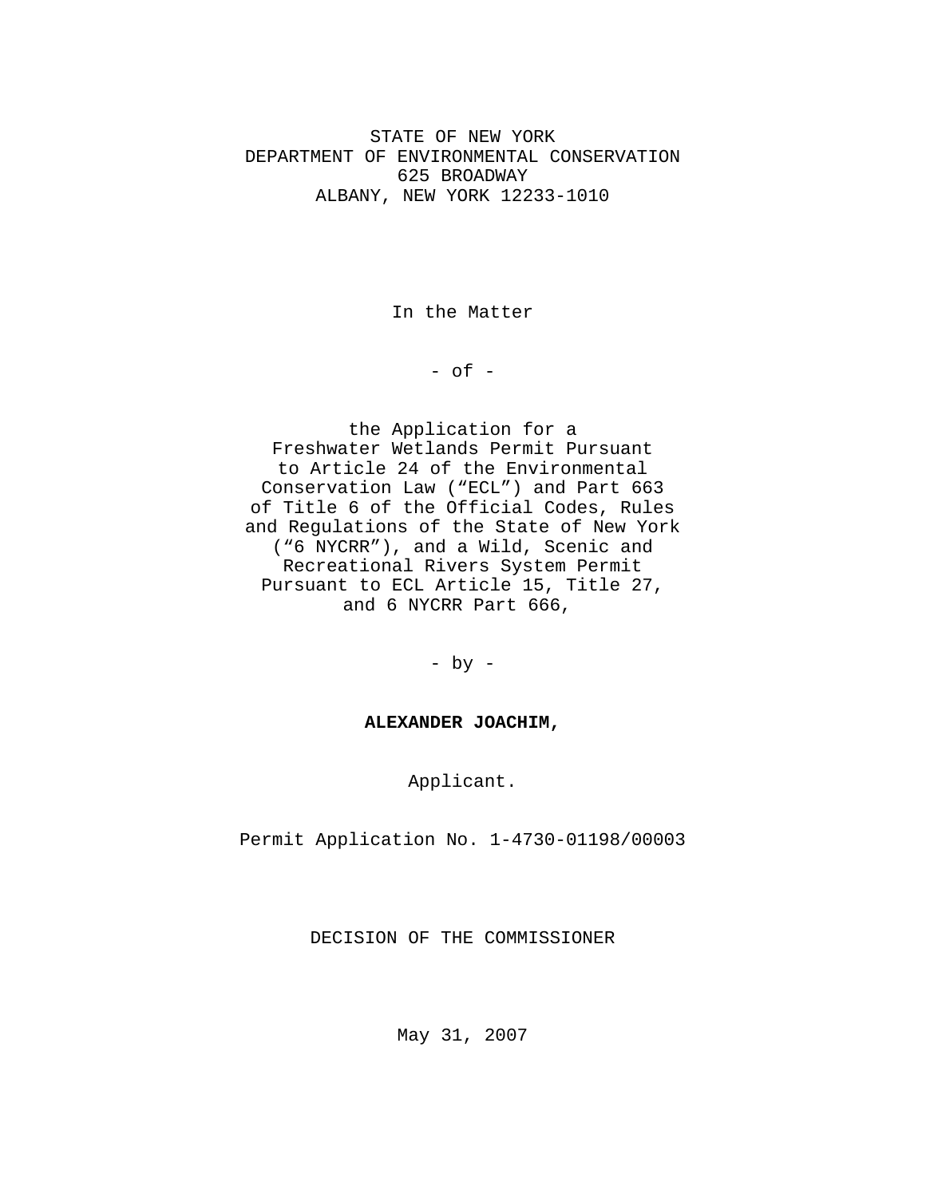STATE OF NEW YORK
DEPARTMENT OF ENVIRONMENTAL CONSERVATION
625 BROADWAY
ALBANY, NEW YORK 12233-1010

In the Matter

- of -

the Application for a Freshwater Wetlands Permit Pursuant to Article 24 of the Environmental Conservation Law ("ECL") and Part 663 of Title 6 of the Official Codes, Rules and Regulations of the State of New York ("6 NYCRR"), and a Wild, Scenic and Recreational Rivers System Permit Pursuant to ECL Article 15, Title 27, and 6 NYCRR Part 666,

- by -

**ALEXANDER JOACHIM,**

Applicant.

Permit Application No. 1-4730-01198/00003

DECISION OF THE COMMISSIONER

May 31, 2007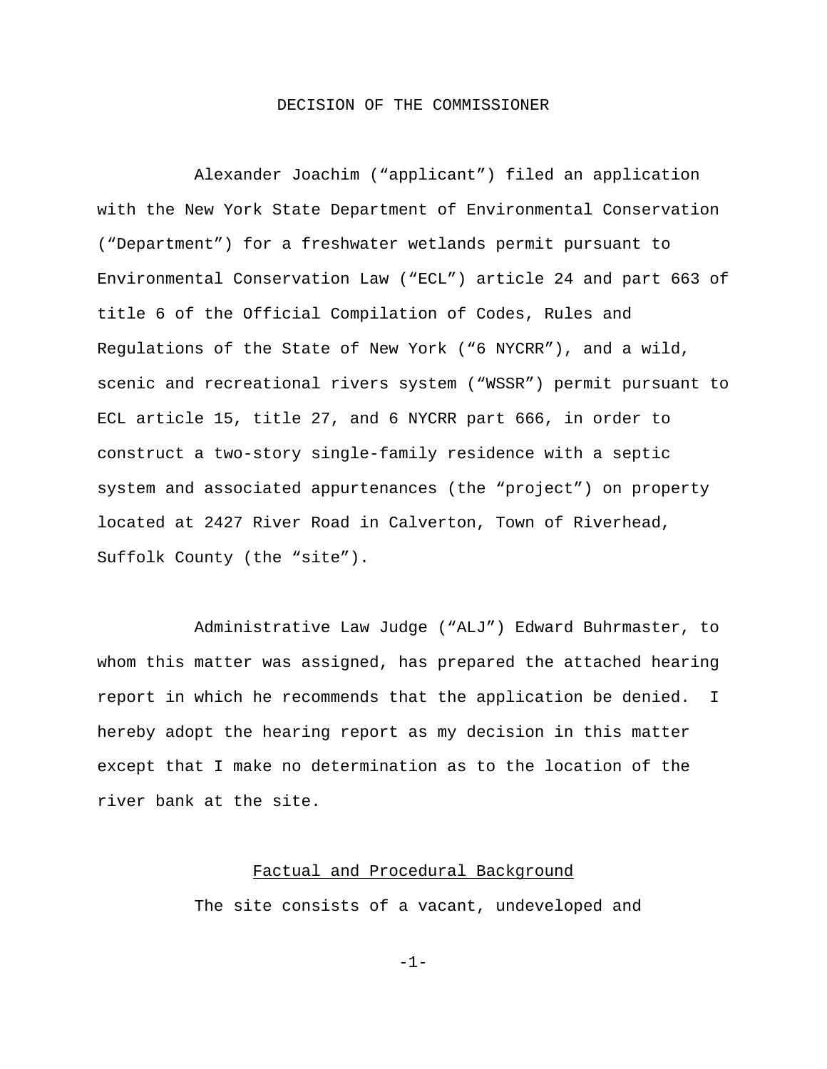# DECISION OF THE COMMISSIONER

Alexander Joachim ("applicant") filed an application with the New York State Department of Environmental Conservation ("Department") for a freshwater wetlands permit pursuant to Environmental Conservation Law ("ECL") article 24 and part 663 of title 6 of the Official Compilation of Codes, Rules and Regulations of the State of New York ("6 NYCRR"), and a wild, scenic and recreational rivers system ("WSSR") permit pursuant to ECL article 15, title 27, and 6 NYCRR part 666, in order to construct a two-story single-family residence with a septic system and associated appurtenances (the "project") on property located at 2427 River Road in Calverton, Town of Riverhead, Suffolk County (the "site").

Administrative Law Judge ("ALJ") Edward Buhrmaster, to whom this matter was assigned, has prepared the attached hearing report in which he recommends that the application be denied. I hereby adopt the hearing report as my decision in this matter except that I make no determination as to the location of the river bank at the site.

## Factual and Procedural Background

The site consists of a vacant, undeveloped and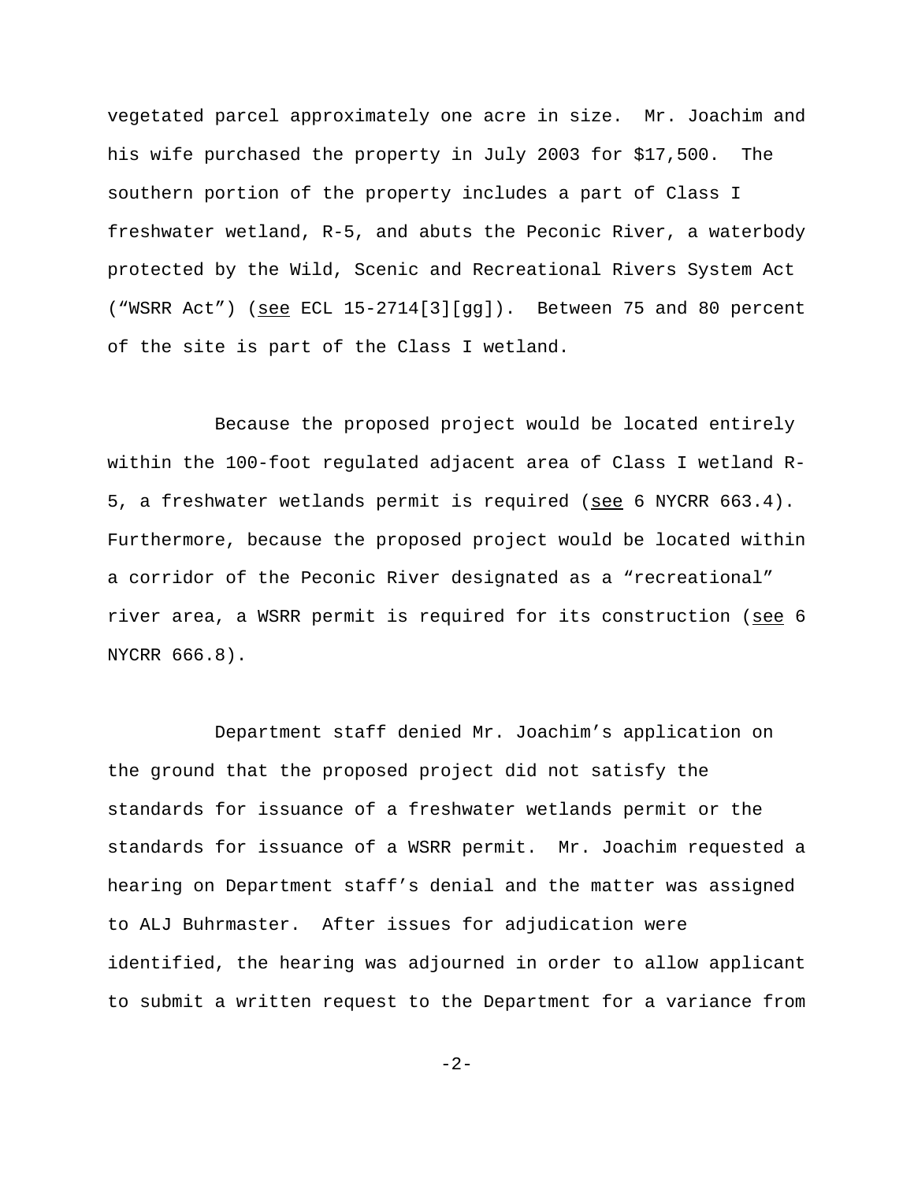vegetated parcel approximately one acre in size. Mr. Joachim and his wife purchased the property in July 2003 for $17,500. The southern portion of the property includes a part of Class I freshwater wetland, R-5, and abuts the Peconic River, a waterbody protected by the Wild, Scenic and Recreational Rivers System Act ("WSRR Act") (see ECL 15-2714[3][gg]). Between 75 and 80 percent of the site is part of the Class I wetland.

Because the proposed project would be located entirely within the 100-foot regulated adjacent area of Class I wetland R-5, a freshwater wetlands permit is required (see 6 NYCRR 663.4). Furthermore, because the proposed project would be located within a corridor of the Peconic River designated as a "recreational" river area, a WSRR permit is required for its construction (see 6 NYCRR 666.8).

Department staff denied Mr. Joachim's application on the ground that the proposed project did not satisfy the standards for issuance of a freshwater wetlands permit or the standards for issuance of a WSRR permit. Mr. Joachim requested a hearing on Department staff's denial and the matter was assigned to ALJ Buhrmaster. After issues for adjudication were identified, the hearing was adjourned in order to allow applicant to submit a written request to the Department for a variance from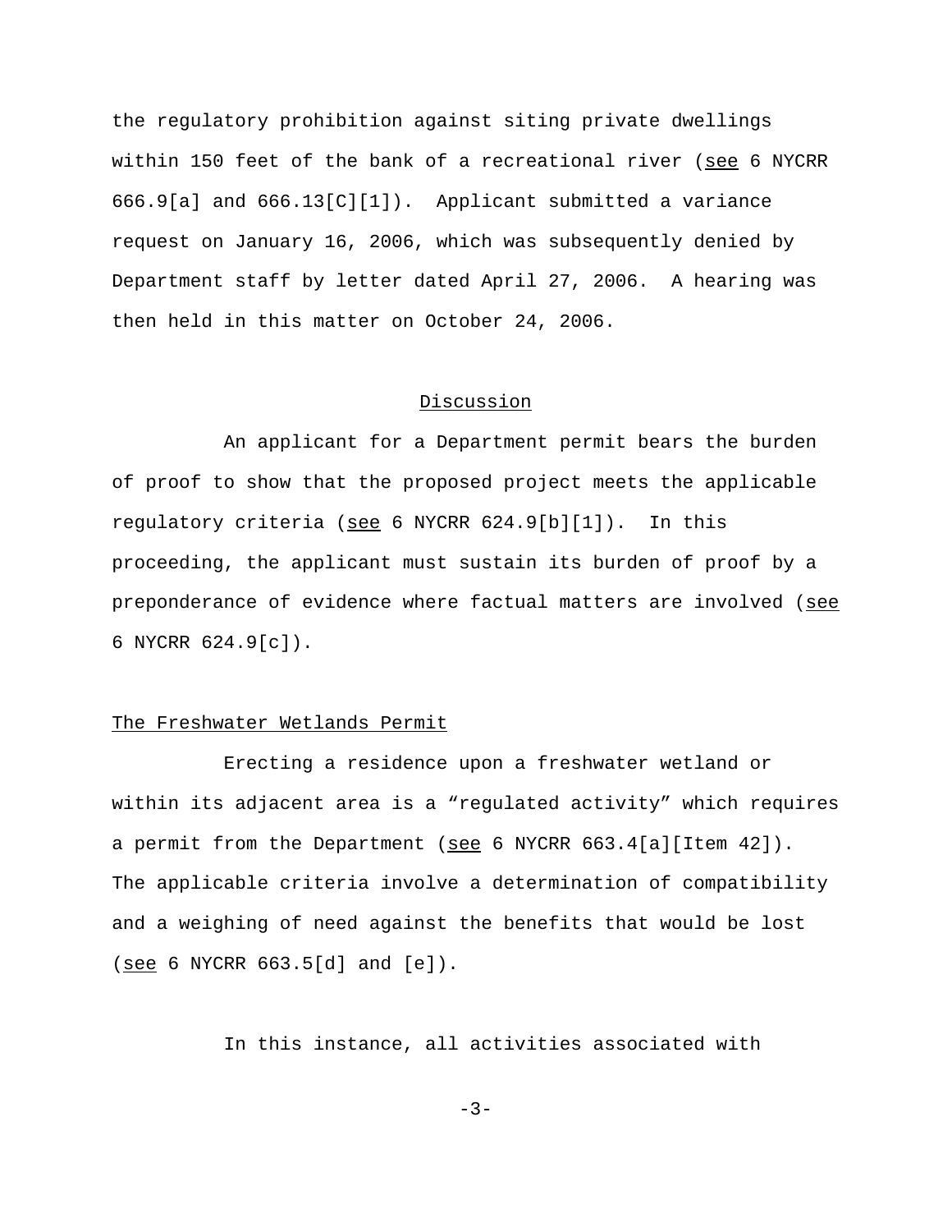the regulatory prohibition against siting private dwellings within 150 feet of the bank of a recreational river (see 6 NYCRR 666.9[a] and 666.13[C][1]). Applicant submitted a variance request on January 16, 2006, which was subsequently denied by Department staff by letter dated April 27, 2006. A hearing was then held in this matter on October 24, 2006.

## Discussion

An applicant for a Department permit bears the burden of proof to show that the proposed project meets the applicable regulatory criteria (see 6 NYCRR 624.9[b][1]). In this proceeding, the applicant must sustain its burden of proof by a preponderance of evidence where factual matters are involved (see 6 NYCRR 624.9[c]).

### The Freshwater Wetlands Permit

Erecting a residence upon a freshwater wetland or within its adjacent area is a "regulated activity" which requires a permit from the Department (see 6 NYCRR 663.4[a][Item 42]). The applicable criteria involve a determination of compatibility and a weighing of need against the benefits that would be lost (see 6 NYCRR 663.5[d] and [e]).

In this instance, all activities associated with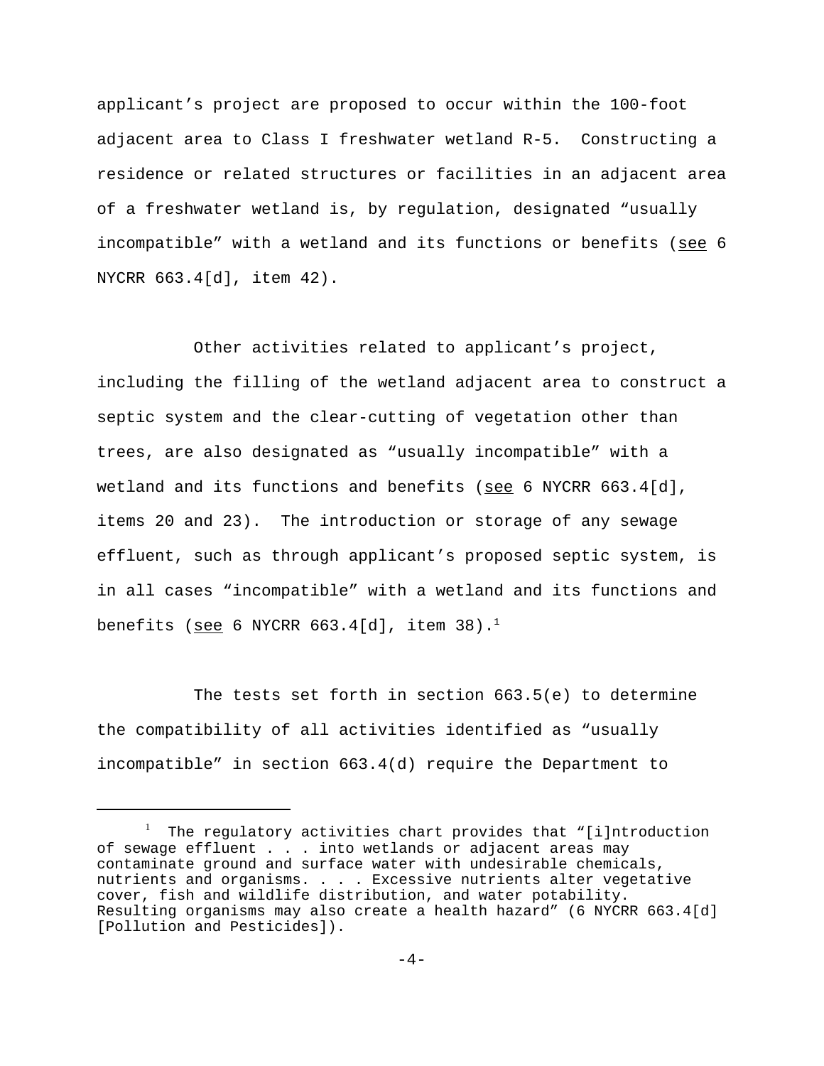applicant's project are proposed to occur within the 100-foot adjacent area to Class I freshwater wetland R-5. Constructing a residence or related structures or facilities in an adjacent area of a freshwater wetland is, by regulation, designated "usually incompatible" with a wetland and its functions or benefits (see 6 NYCRR 663.4[d], item 42).

Other activities related to applicant's project, including the filling of the wetland adjacent area to construct a septic system and the clear-cutting of vegetation other than trees, are also designated as "usually incompatible" with a wetland and its functions and benefits (see 6 NYCRR 663.4[d], items 20 and 23). The introduction or storage of any sewage effluent, such as through applicant's proposed septic system, is in all cases "incompatible" with a wetland and its functions and benefits (see 6 NYCRR 663.4[d], item 38).[1]

The tests set forth in section 663.5(e) to determine the compatibility of all activities identified as "usually incompatible" in section 663.4(d) require the Department to

---

[1] The regulatory activities chart provides that "[i]ntroduction of sewage effluent . . . into wetlands or adjacent areas may contaminate ground and surface water with undesirable chemicals, nutrients and organisms. . . . Excessive nutrients alter vegetative cover, fish and wildlife distribution, and water potability. Resulting organisms may also create a health hazard" (6 NYCRR 663.4[d] [Pollution and Pesticides]).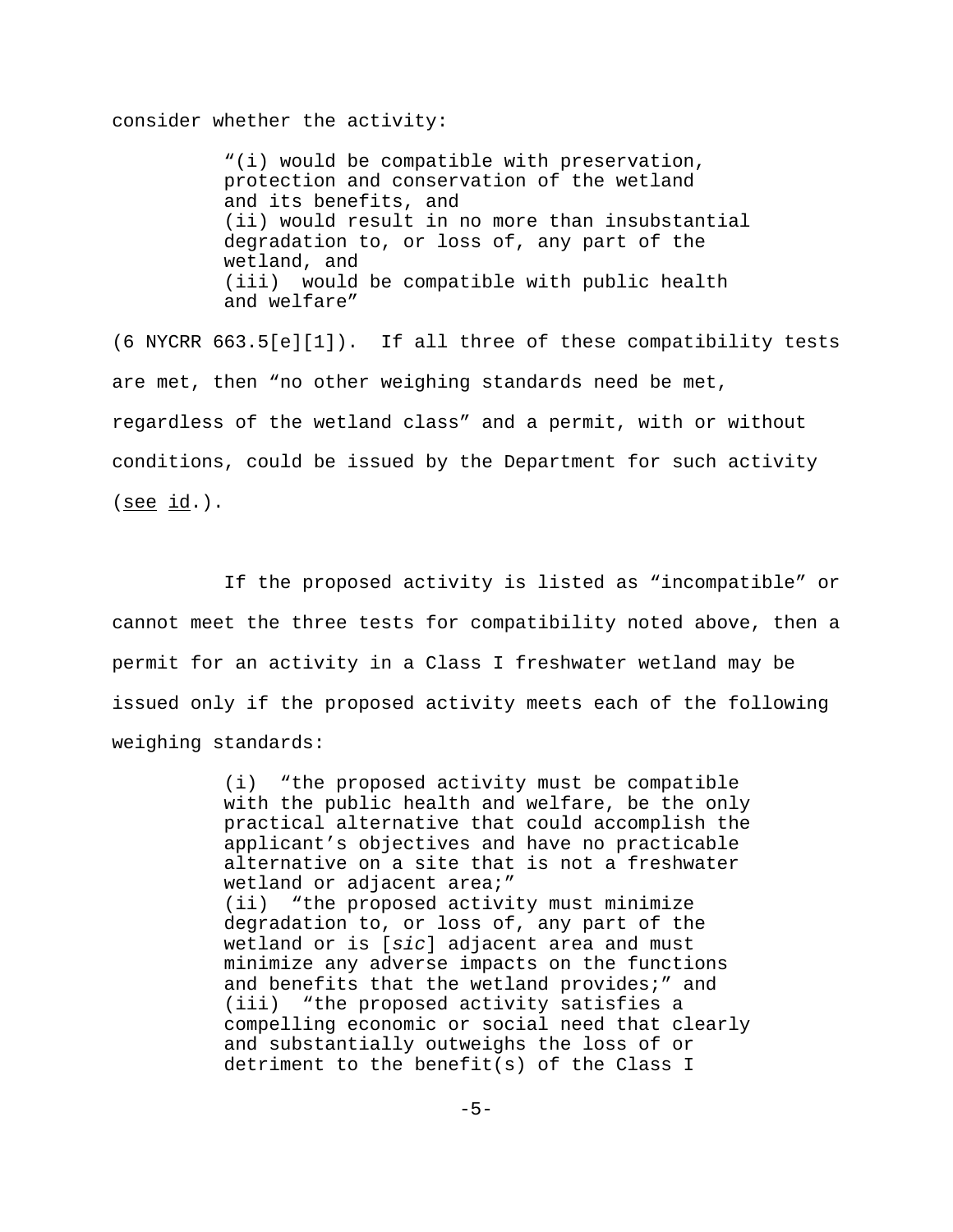consider whether the activity:

> "(i) would be compatible with preservation, protection and conservation of the wetland and its benefits, and
> (ii) would result in no more than insubstantial degradation to, or loss of, any part of the wetland, and
> (iii) would be compatible with public health and welfare"

(6 NYCRR 663.5[e][1]). If all three of these compatibility tests are met, then "no other weighing standards need be met, regardless of the wetland class" and a permit, with or without conditions, could be issued by the Department for such activity (see id.).

If the proposed activity is listed as "incompatible" or cannot meet the three tests for compatibility noted above, then a permit for an activity in a Class I freshwater wetland may be issued only if the proposed activity meets each of the following weighing standards:

> (i) "the proposed activity must be compatible with the public health and welfare, be the only practical alternative that could accomplish the applicant's objectives and have no practicable alternative on a site that is not a freshwater wetland or adjacent area;"
> (ii) "the proposed activity must minimize degradation to, or loss of, any part of the wetland or is [*sic*] adjacent area and must minimize any adverse impacts on the functions and benefits that the wetland provides;" and
> (iii) "the proposed activity satisfies a compelling economic or social need that clearly and substantially outweighs the loss of or detriment to the benefit(s) of the Class I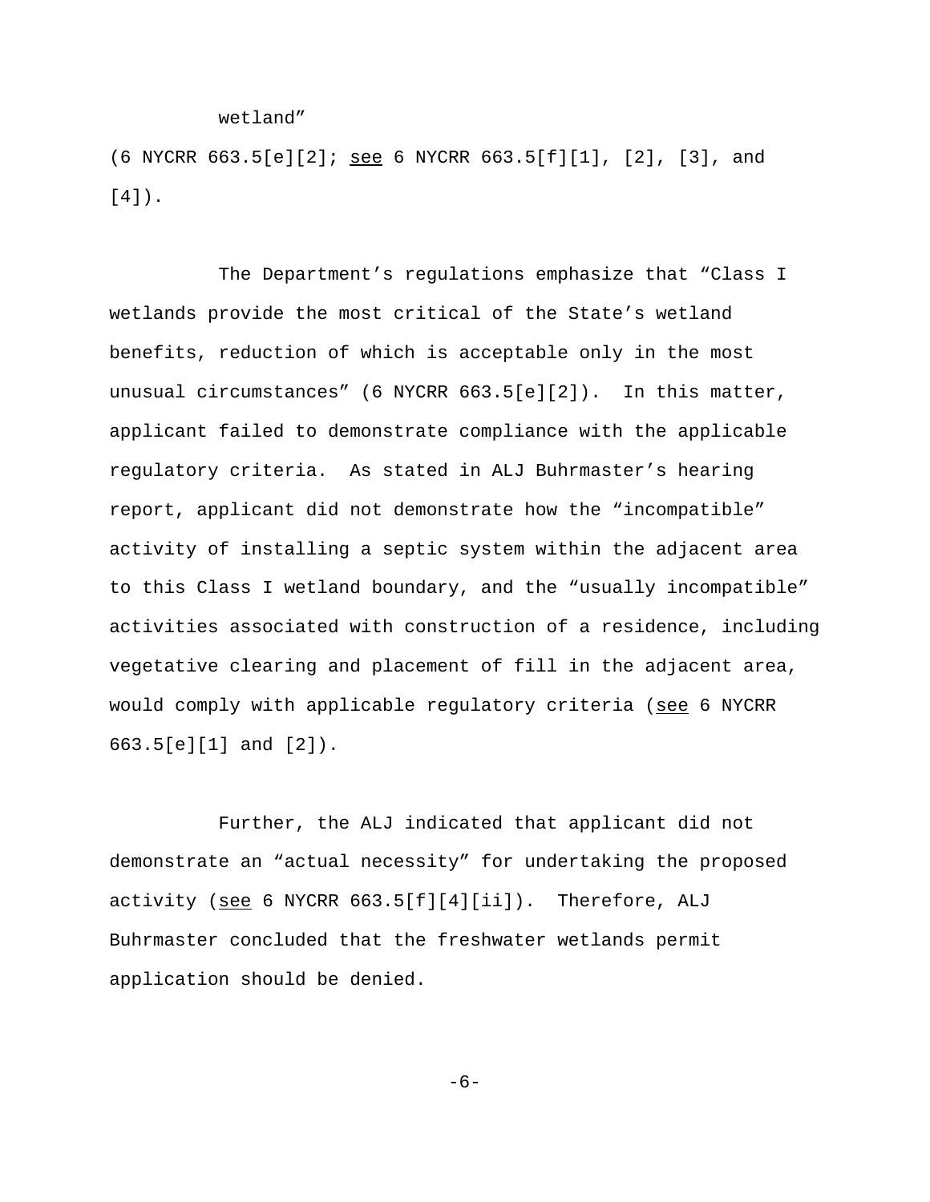wetland"

(6 NYCRR 663.5[e][2]; _see_ 6 NYCRR 663.5[f][1], [2], [3], and [4]).

The Department's regulations emphasize that "Class I wetlands provide the most critical of the State's wetland benefits, reduction of which is acceptable only in the most unusual circumstances" (6 NYCRR 663.5[e][2]). In this matter, applicant failed to demonstrate compliance with the applicable regulatory criteria. As stated in ALJ Buhrmaster's hearing report, applicant did not demonstrate how the "incompatible" activity of installing a septic system within the adjacent area to this Class I wetland boundary, and the "usually incompatible" activities associated with construction of a residence, including vegetative clearing and placement of fill in the adjacent area, would comply with applicable regulatory criteria (_see_ 6 NYCRR 663.5[e][1] and [2]).

Further, the ALJ indicated that applicant did not demonstrate an "actual necessity" for undertaking the proposed activity (_see_ 6 NYCRR 663.5[f][4][ii]). Therefore, ALJ Buhrmaster concluded that the freshwater wetlands permit application should be denied.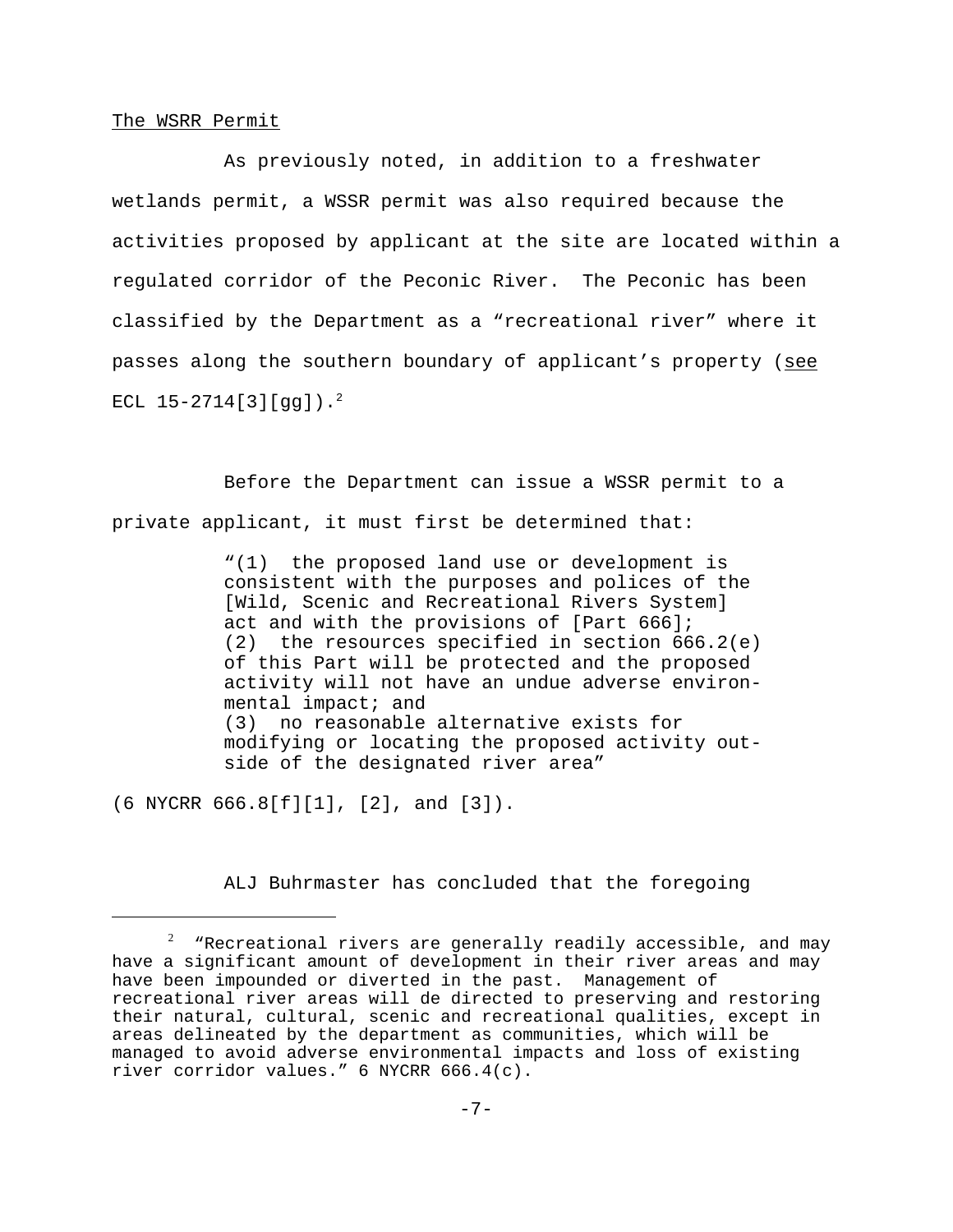The WSRR Permit

As previously noted, in addition to a freshwater wetlands permit, a WSSR permit was also required because the activities proposed by applicant at the site are located within a regulated corridor of the Peconic River. The Peconic has been classified by the Department as a "recreational river" where it passes along the southern boundary of applicant's property (see ECL 15-2714[3][gg]).[2]

Before the Department can issue a WSSR permit to a private applicant, it must first be determined that:

> "(1) the proposed land use or development is consistent with the purposes and polices of the [Wild, Scenic and Recreational Rivers System] act and with the provisions of [Part 666];
> (2) the resources specified in section 666.2(e) of this Part will be protected and the proposed activity will not have an undue adverse environmental impact; and
> (3) no reasonable alternative exists for modifying or locating the proposed activity outside of the designated river area"

(6 NYCRR 666.8[f][1], [2], and [3]).

ALJ Buhrmaster has concluded that the foregoing

---

[2] "Recreational rivers are generally readily accessible, and may have a significant amount of development in their river areas and may have been impounded or diverted in the past. Management of recreational river areas will de directed to preserving and restoring their natural, cultural, scenic and recreational qualities, except in areas delineated by the department as communities, which will be managed to avoid adverse environmental impacts and loss of existing river corridor values." 6 NYCRR 666.4(c).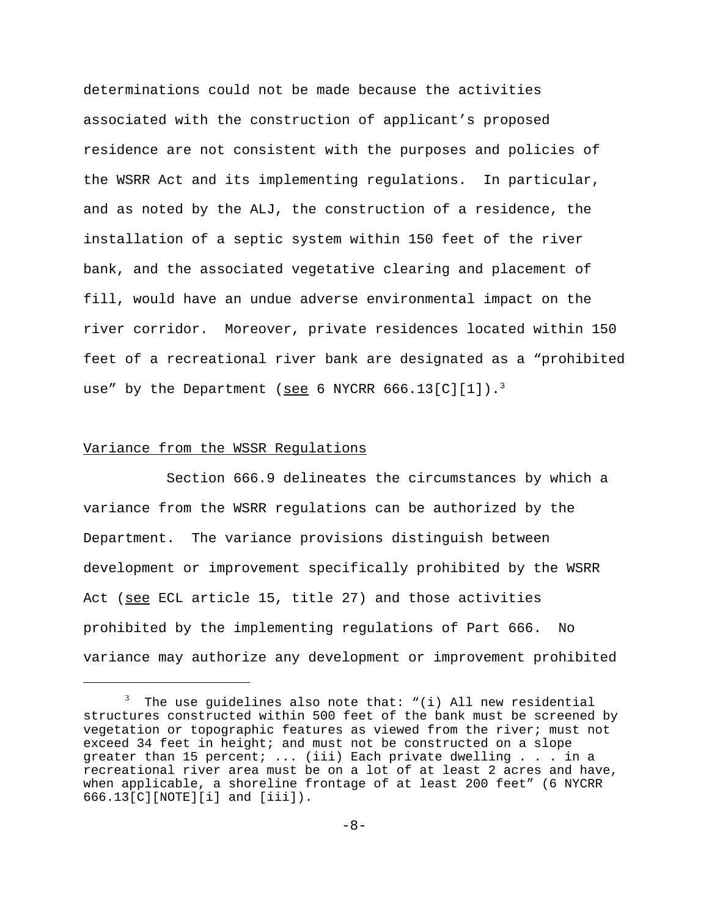determinations could not be made because the activities associated with the construction of applicant's proposed residence are not consistent with the purposes and policies of the WSRR Act and its implementing regulations. In particular, and as noted by the ALJ, the construction of a residence, the installation of a septic system within 150 feet of the river bank, and the associated vegetative clearing and placement of fill, would have an undue adverse environmental impact on the river corridor. Moreover, private residences located within 150 feet of a recreational river bank are designated as a "prohibited use" by the Department (see 6 NYCRR 666.13[C][1]).[3]

Variance from the WSSR Regulations

Section 666.9 delineates the circumstances by which a variance from the WSRR regulations can be authorized by the Department. The variance provisions distinguish between development or improvement specifically prohibited by the WSRR Act (see ECL article 15, title 27) and those activities prohibited by the implementing regulations of Part 666. No variance may authorize any development or improvement prohibited

[3] The use guidelines also note that: "(i) All new residential structures constructed within 500 feet of the bank must be screened by vegetation or topographic features as viewed from the river; must not exceed 34 feet in height; and must not be constructed on a slope greater than 15 percent; ... (iii) Each private dwelling . . . in a recreational river area must be on a lot of at least 2 acres and have, when applicable, a shoreline frontage of at least 200 feet" (6 NYCRR 666.13[C][NOTE][i] and [iii]).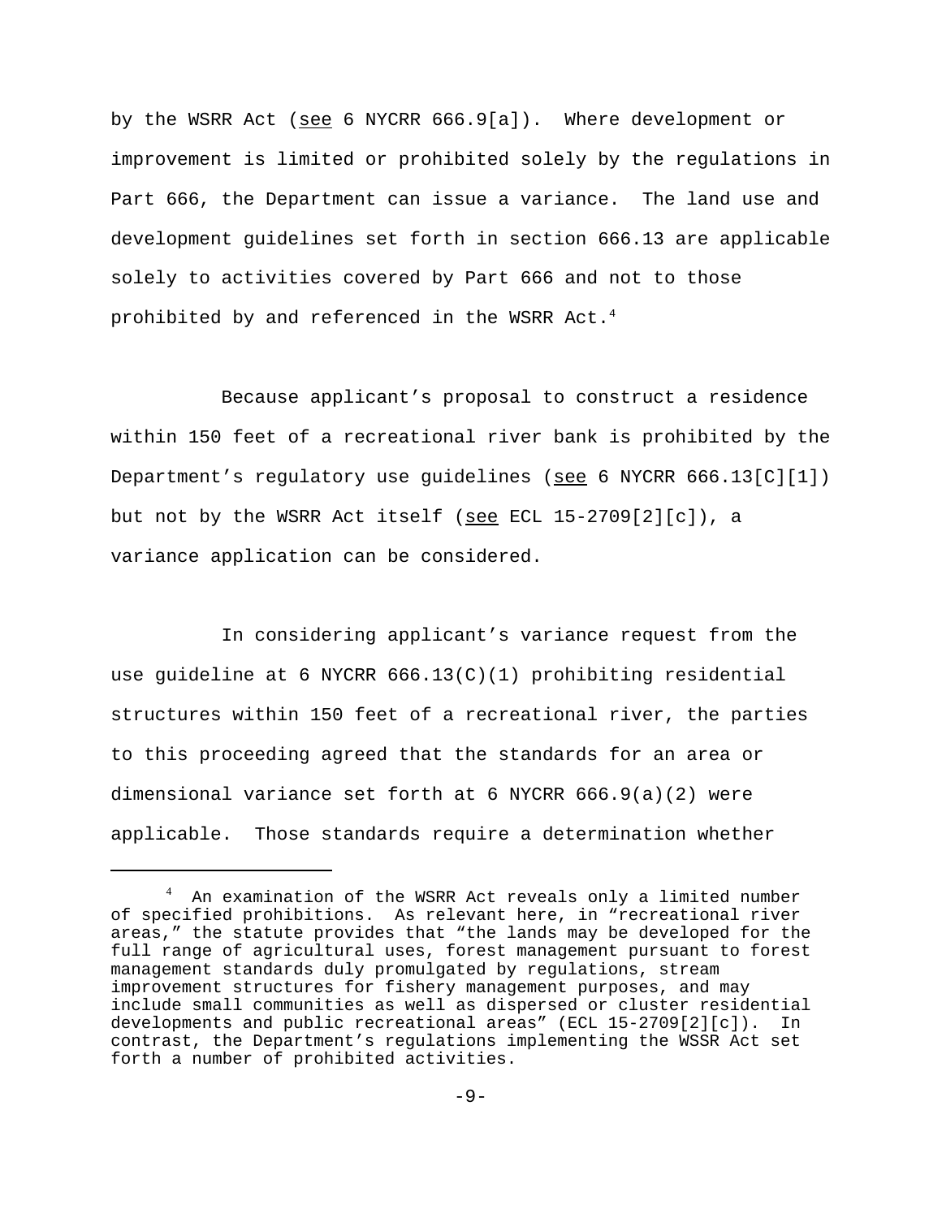by the WSRR Act (see 6 NYCRR 666.9[a]). Where development or improvement is limited or prohibited solely by the regulations in Part 666, the Department can issue a variance. The land use and development guidelines set forth in section 666.13 are applicable solely to activities covered by Part 666 and not to those prohibited by and referenced in the WSRR Act.[4]

Because applicant's proposal to construct a residence within 150 feet of a recreational river bank is prohibited by the Department's regulatory use guidelines (see 6 NYCRR 666.13[C][1]) but not by the WSRR Act itself (see ECL 15-2709[2][c]), a variance application can be considered.

In considering applicant's variance request from the use guideline at 6 NYCRR 666.13(C)(1) prohibiting residential structures within 150 feet of a recreational river, the parties to this proceeding agreed that the standards for an area or dimensional variance set forth at 6 NYCRR 666.9(a)(2) were applicable. Those standards require a determination whether

---

[4] An examination of the WSRR Act reveals only a limited number of specified prohibitions. As relevant here, in "recreational river areas," the statute provides that "the lands may be developed for the full range of agricultural uses, forest management pursuant to forest management standards duly promulgated by regulations, stream improvement structures for fishery management purposes, and may include small communities as well as dispersed or cluster residential developments and public recreational areas" (ECL 15-2709[2][c]). In contrast, the Department's regulations implementing the WSSR Act set forth a number of prohibited activities.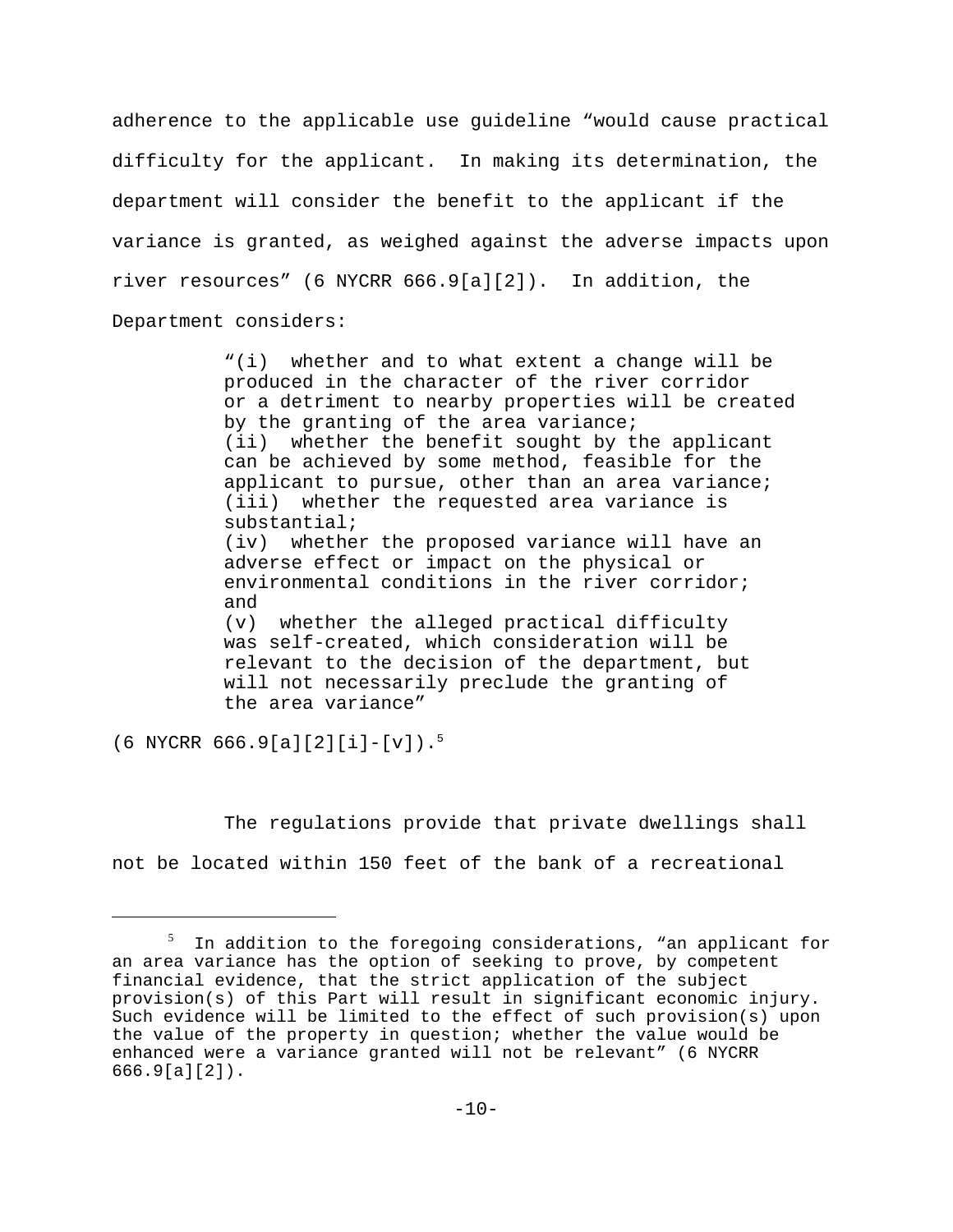adherence to the applicable use guideline "would cause practical difficulty for the applicant. In making its determination, the department will consider the benefit to the applicant if the variance is granted, as weighed against the adverse impacts upon river resources" (6 NYCRR 666.9[a][2]). In addition, the Department considers:

> "(i) whether and to what extent a change will be produced in the character of the river corridor or a detriment to nearby properties will be created by the granting of the area variance;
> (ii) whether the benefit sought by the applicant can be achieved by some method, feasible for the applicant to pursue, other than an area variance;
> (iii) whether the requested area variance is substantial;
> (iv) whether the proposed variance will have an adverse effect or impact on the physical or environmental conditions in the river corridor; and
> (v) whether the alleged practical difficulty was self-created, which consideration will be relevant to the decision of the department, but will not necessarily preclude the granting of the area variance"

(6 NYCRR 666.9[a][2][i]-[v]).[5]

The regulations provide that private dwellings shall not be located within 150 feet of the bank of a recreational

---

[5] In addition to the foregoing considerations, "an applicant for an area variance has the option of seeking to prove, by competent financial evidence, that the strict application of the subject provision(s) of this Part will result in significant economic injury. Such evidence will be limited to the effect of such provision(s) upon the value of the property in question; whether the value would be enhanced were a variance granted will not be relevant" (6 NYCRR 666.9[a][2]).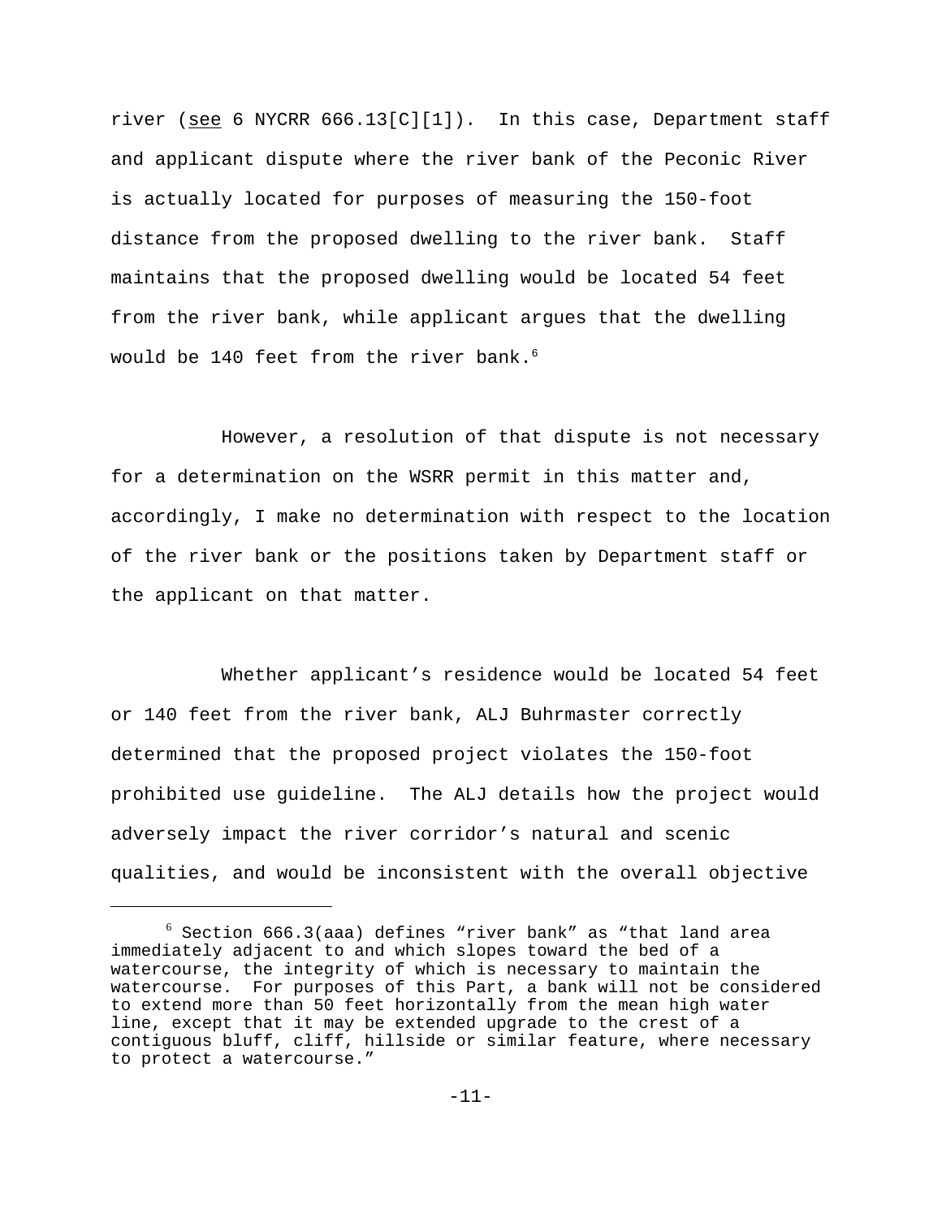river (see 6 NYCRR 666.13[C][1]). In this case, Department staff and applicant dispute where the river bank of the Peconic River is actually located for purposes of measuring the 150-foot distance from the proposed dwelling to the river bank. Staff maintains that the proposed dwelling would be located 54 feet from the river bank, while applicant argues that the dwelling would be 140 feet from the river bank.[6]

However, a resolution of that dispute is not necessary for a determination on the WSRR permit in this matter and, accordingly, I make no determination with respect to the location of the river bank or the positions taken by Department staff or the applicant on that matter.

Whether applicant's residence would be located 54 feet or 140 feet from the river bank, ALJ Buhrmaster correctly determined that the proposed project violates the 150-foot prohibited use guideline. The ALJ details how the project would adversely impact the river corridor's natural and scenic qualities, and would be inconsistent with the overall objective

---

[6] Section 666.3(aaa) defines "river bank" as "that land area immediately adjacent to and which slopes toward the bed of a watercourse, the integrity of which is necessary to maintain the watercourse. For purposes of this Part, a bank will not be considered to extend more than 50 feet horizontally from the mean high water line, except that it may be extended upgrade to the crest of a contiguous bluff, cliff, hillside or similar feature, where necessary to protect a watercourse."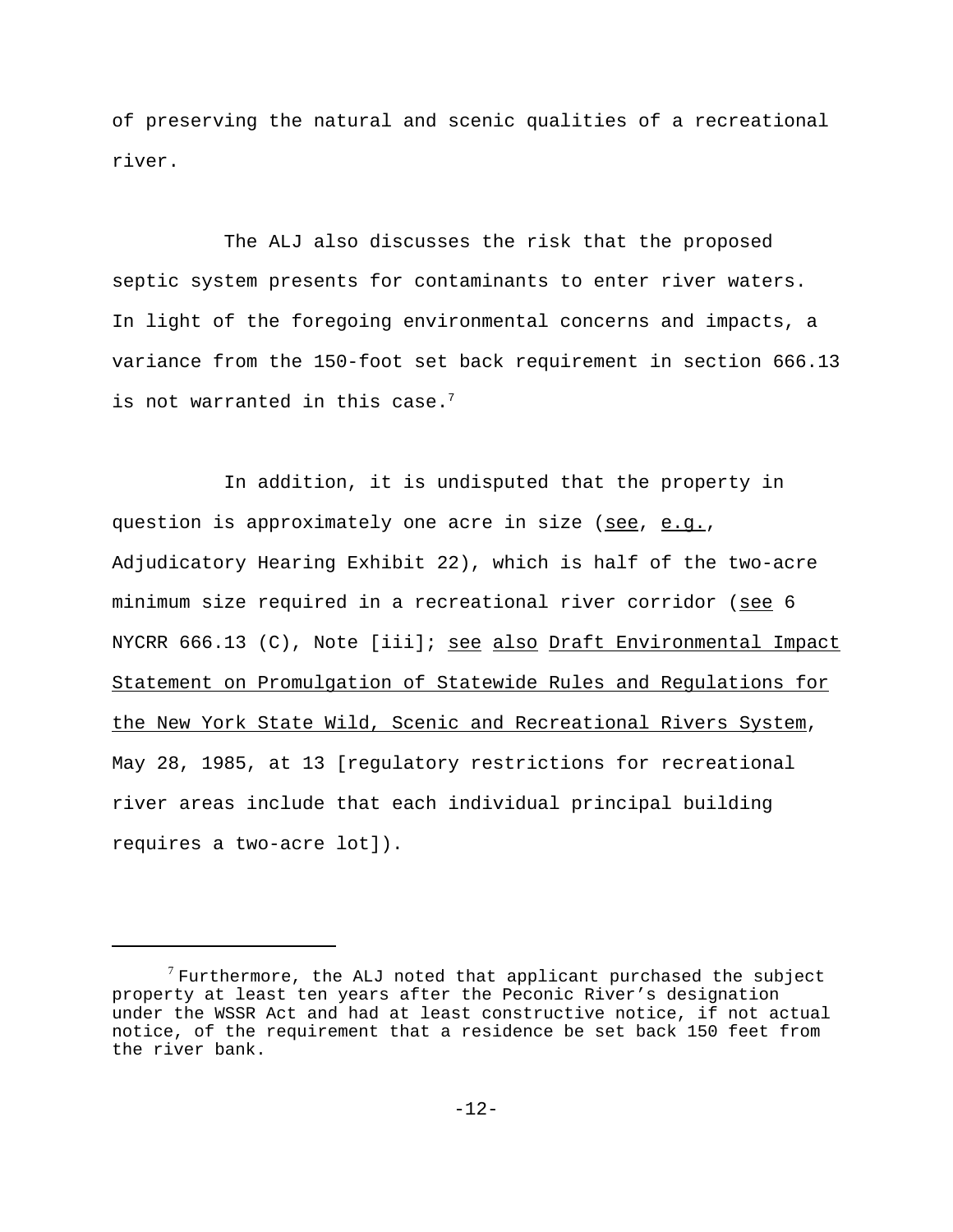of preserving the natural and scenic qualities of a recreational river.

The ALJ also discusses the risk that the proposed septic system presents for contaminants to enter river waters. In light of the foregoing environmental concerns and impacts, a variance from the 150-foot set back requirement in section 666.13 is not warranted in this case.[7]

In addition, it is undisputed that the property in question is approximately one acre in size (see, e.g., Adjudicatory Hearing Exhibit 22), which is half of the two-acre minimum size required in a recreational river corridor (see 6 NYCRR 666.13 (C), Note [iii]; see also Draft Environmental Impact Statement on Promulgation of Statewide Rules and Regulations for the New York State Wild, Scenic and Recreational Rivers System, May 28, 1985, at 13 [regulatory restrictions for recreational river areas include that each individual principal building requires a two-acre lot]).

---

[7] Furthermore, the ALJ noted that applicant purchased the subject property at least ten years after the Peconic River's designation under the WSSR Act and had at least constructive notice, if not actual notice, of the requirement that a residence be set back 150 feet from the river bank.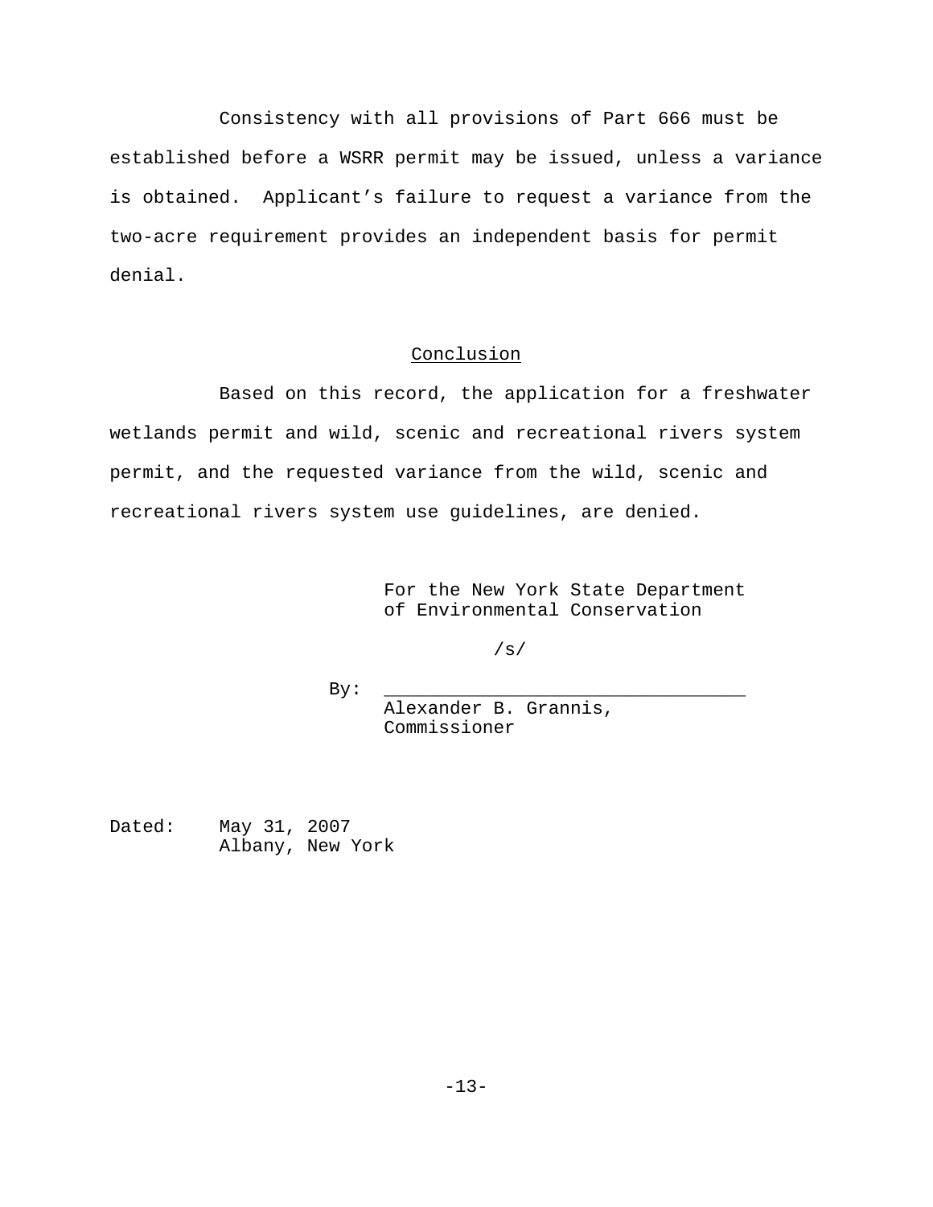Consistency with all provisions of Part 666 must be established before a WSRR permit may be issued, unless a variance is obtained. Applicant's failure to request a variance from the two-acre requirement provides an independent basis for permit denial.

## Conclusion

Based on this record, the application for a freshwater wetlands permit and wild, scenic and recreational rivers system permit, and the requested variance from the wild, scenic and recreational rivers system use guidelines, are denied.

For the New York State Department of Environmental Conservation

/s/

By: ________________________________
Alexander B. Grannis,
Commissioner

Dated: May 31, 2007
Albany, New York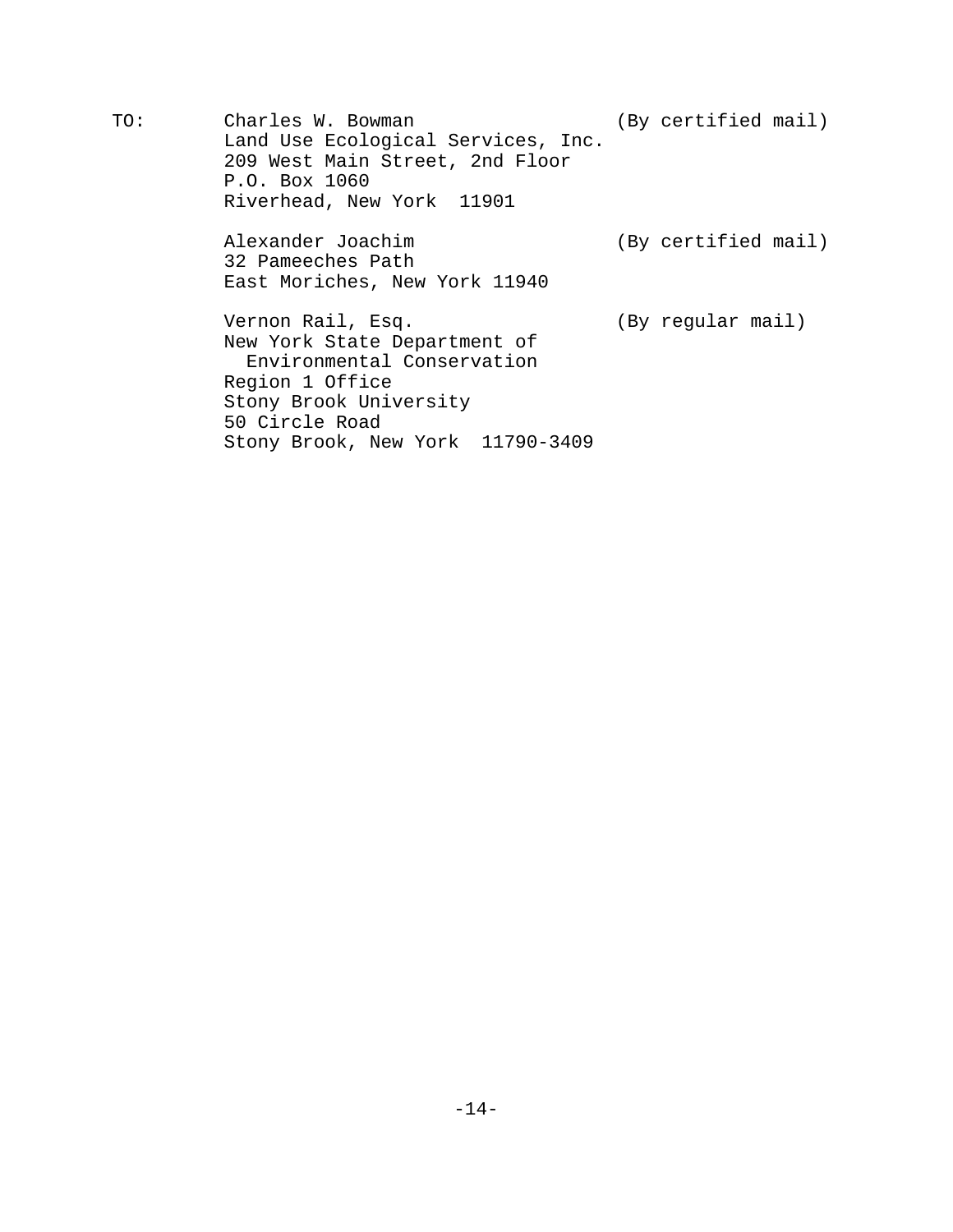TO: Charles W. Bowman (By certified mail)
Land Use Ecological Services, Inc.
209 West Main Street, 2nd Floor
P.O. Box 1060
Riverhead, New York 11901

Alexander Joachim (By certified mail)
32 Pameeches Path
East Moriches, New York 11940

Vernon Rail, Esq. (By regular mail)
New York State Department of
Environmental Conservation
Region 1 Office
Stony Brook University
50 Circle Road
Stony Brook, New York 11790-3409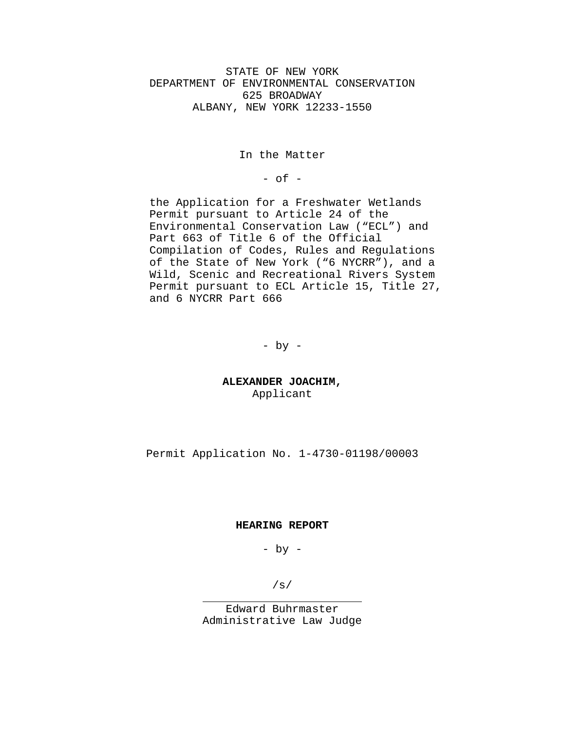STATE OF NEW YORK
DEPARTMENT OF ENVIRONMENTAL CONSERVATION
625 BROADWAY
ALBANY, NEW YORK 12233-1550

In the Matter

- of -

the Application for a Freshwater Wetlands Permit pursuant to Article 24 of the Environmental Conservation Law ("ECL") and Part 663 of Title 6 of the Official Compilation of Codes, Rules and Regulations of the State of New York ("6 NYCRR"), and a Wild, Scenic and Recreational Rivers System Permit pursuant to ECL Article 15, Title 27, and 6 NYCRR Part 666

- by -

**ALEXANDER JOACHIM,**
Applicant

Permit Application No. 1-4730-01198/00003

**HEARING REPORT**

- by -

/s/

Edward Buhrmaster
Administrative Law Judge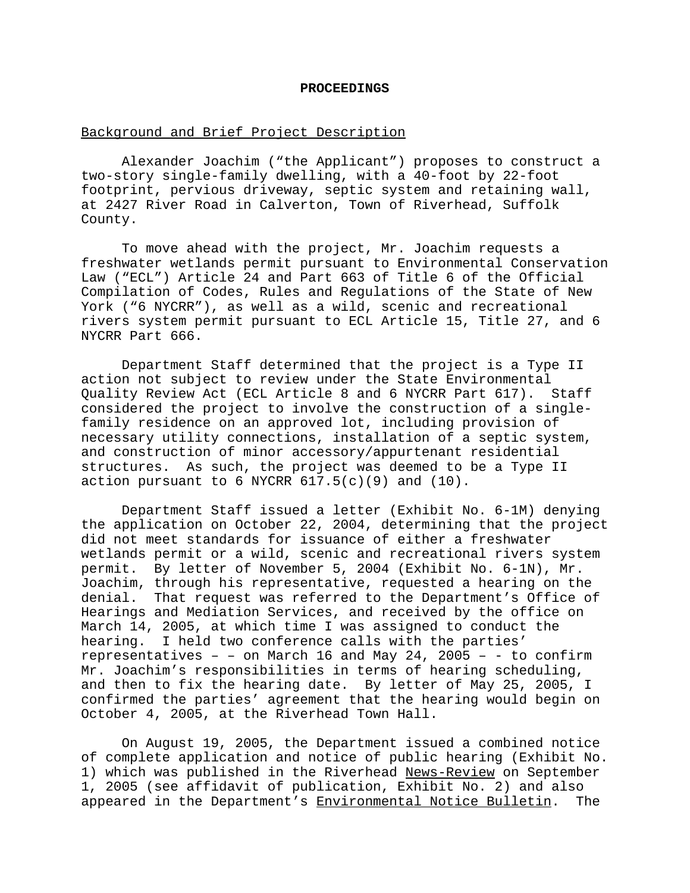**PROCEEDINGS**

Background and Brief Project Description

Alexander Joachim ("the Applicant") proposes to construct a two-story single-family dwelling, with a 40-foot by 22-foot footprint, pervious driveway, septic system and retaining wall, at 2427 River Road in Calverton, Town of Riverhead, Suffolk County.

To move ahead with the project, Mr. Joachim requests a freshwater wetlands permit pursuant to Environmental Conservation Law ("ECL") Article 24 and Part 663 of Title 6 of the Official Compilation of Codes, Rules and Regulations of the State of New York ("6 NYCRR"), as well as a wild, scenic and recreational rivers system permit pursuant to ECL Article 15, Title 27, and 6 NYCRR Part 666.

Department Staff determined that the project is a Type II action not subject to review under the State Environmental Quality Review Act (ECL Article 8 and 6 NYCRR Part 617). Staff considered the project to involve the construction of a single-family residence on an approved lot, including provision of necessary utility connections, installation of a septic system, and construction of minor accessory/appurtenant residential structures. As such, the project was deemed to be a Type II action pursuant to 6 NYCRR 617.5(c)(9) and (10).

Department Staff issued a letter (Exhibit No. 6-1M) denying the application on October 22, 2004, determining that the project did not meet standards for issuance of either a freshwater wetlands permit or a wild, scenic and recreational rivers system permit. By letter of November 5, 2004 (Exhibit No. 6-1N), Mr. Joachim, through his representative, requested a hearing on the denial. That request was referred to the Department's Office of Hearings and Mediation Services, and received by the office on March 14, 2005, at which time I was assigned to conduct the hearing. I held two conference calls with the parties' representatives – – on March 16 and May 24, 2005 – - to confirm Mr. Joachim's responsibilities in terms of hearing scheduling, and then to fix the hearing date. By letter of May 25, 2005, I confirmed the parties' agreement that the hearing would begin on October 4, 2005, at the Riverhead Town Hall.

On August 19, 2005, the Department issued a combined notice of complete application and notice of public hearing (Exhibit No. 1) which was published in the Riverhead News-Review on September 1, 2005 (see affidavit of publication, Exhibit No. 2) and also appeared in the Department's Environmental Notice Bulletin. The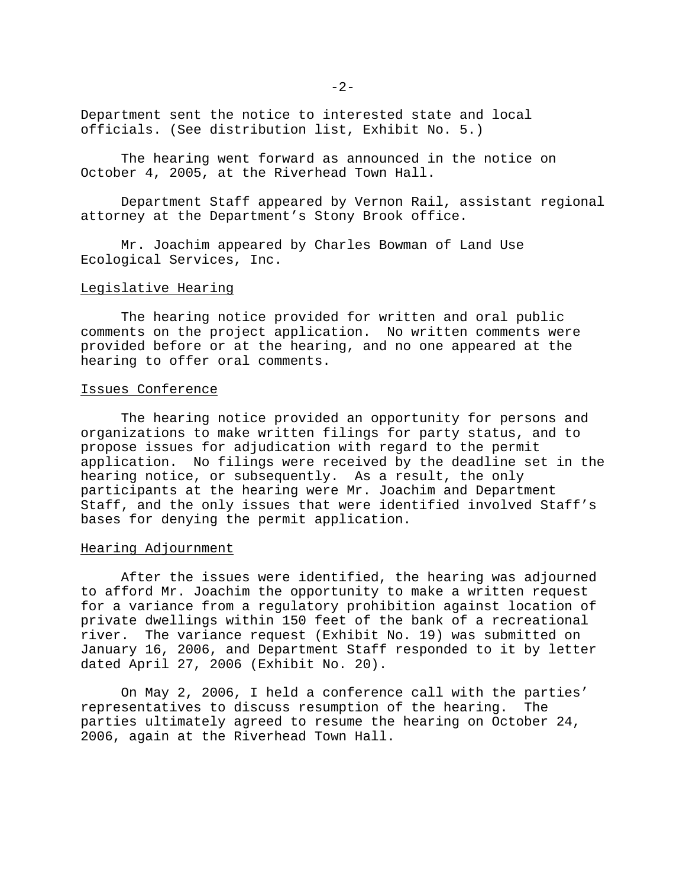Department sent the notice to interested state and local officials. (See distribution list, Exhibit No. 5.)

The hearing went forward as announced in the notice on October 4, 2005, at the Riverhead Town Hall.

Department Staff appeared by Vernon Rail, assistant regional attorney at the Department's Stony Brook office.

Mr. Joachim appeared by Charles Bowman of Land Use Ecological Services, Inc.

Legislative Hearing

The hearing notice provided for written and oral public comments on the project application. No written comments were provided before or at the hearing, and no one appeared at the hearing to offer oral comments.

Issues Conference

The hearing notice provided an opportunity for persons and organizations to make written filings for party status, and to propose issues for adjudication with regard to the permit application. No filings were received by the deadline set in the hearing notice, or subsequently. As a result, the only participants at the hearing were Mr. Joachim and Department Staff, and the only issues that were identified involved Staff's bases for denying the permit application.

Hearing Adjournment

After the issues were identified, the hearing was adjourned to afford Mr. Joachim the opportunity to make a written request for a variance from a regulatory prohibition against location of private dwellings within 150 feet of the bank of a recreational river. The variance request (Exhibit No. 19) was submitted on January 16, 2006, and Department Staff responded to it by letter dated April 27, 2006 (Exhibit No. 20).

On May 2, 2006, I held a conference call with the parties' representatives to discuss resumption of the hearing. The parties ultimately agreed to resume the hearing on October 24, 2006, again at the Riverhead Town Hall.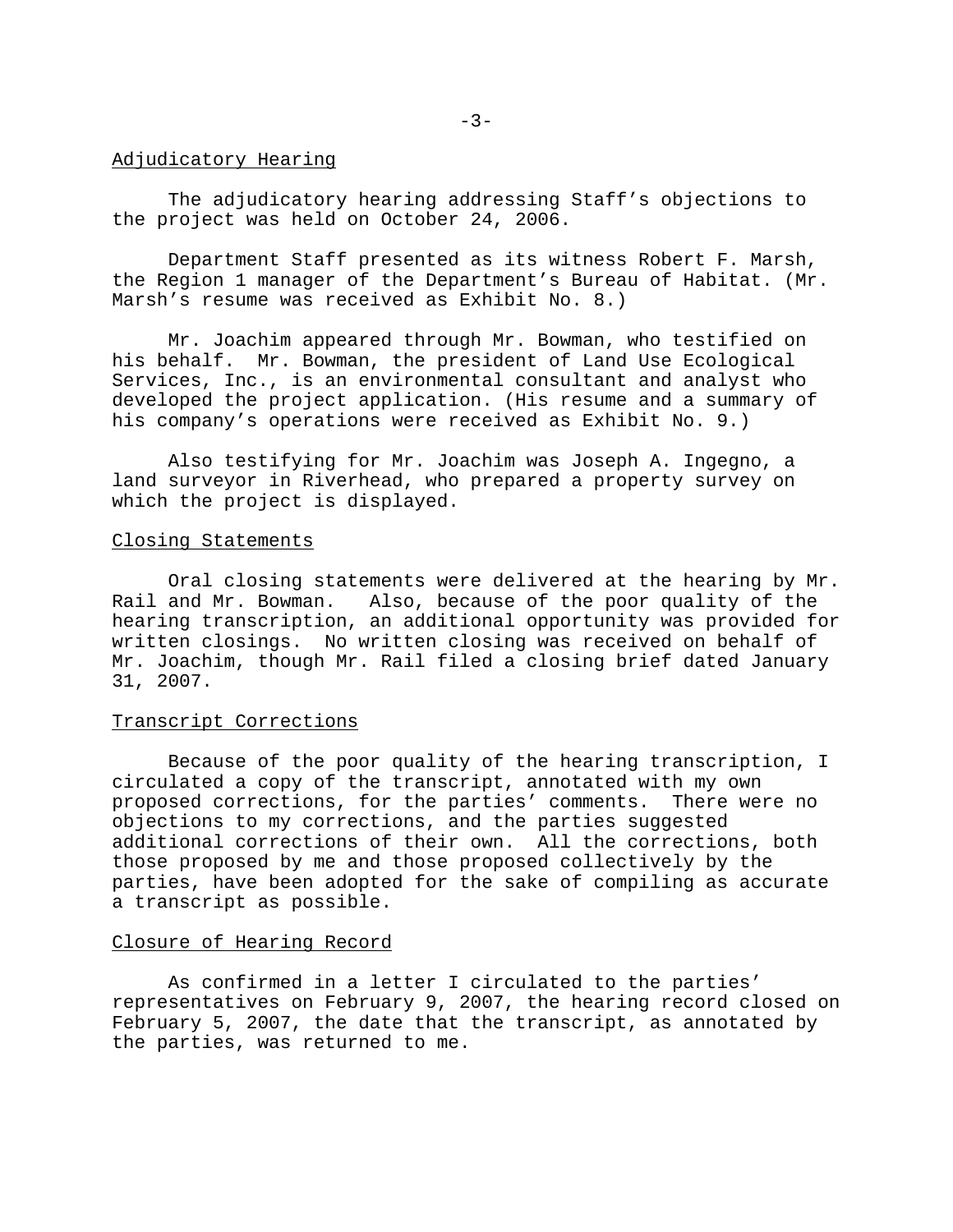## Adjudicatory Hearing

The adjudicatory hearing addressing Staff's objections to the project was held on October 24, 2006.

Department Staff presented as its witness Robert F. Marsh, the Region 1 manager of the Department's Bureau of Habitat. (Mr. Marsh's resume was received as Exhibit No. 8.)

Mr. Joachim appeared through Mr. Bowman, who testified on his behalf. Mr. Bowman, the president of Land Use Ecological Services, Inc., is an environmental consultant and analyst who developed the project application. (His resume and a summary of his company's operations were received as Exhibit No. 9.)

Also testifying for Mr. Joachim was Joseph A. Ingegno, a land surveyor in Riverhead, who prepared a property survey on which the project is displayed.

## Closing Statements

Oral closing statements were delivered at the hearing by Mr. Rail and Mr. Bowman. Also, because of the poor quality of the hearing transcription, an additional opportunity was provided for written closings. No written closing was received on behalf of Mr. Joachim, though Mr. Rail filed a closing brief dated January 31, 2007.

## Transcript Corrections

Because of the poor quality of the hearing transcription, I circulated a copy of the transcript, annotated with my own proposed corrections, for the parties' comments. There were no objections to my corrections, and the parties suggested additional corrections of their own. All the corrections, both those proposed by me and those proposed collectively by the parties, have been adopted for the sake of compiling as accurate a transcript as possible.

## Closure of Hearing Record

As confirmed in a letter I circulated to the parties' representatives on February 9, 2007, the hearing record closed on February 5, 2007, the date that the transcript, as annotated by the parties, was returned to me.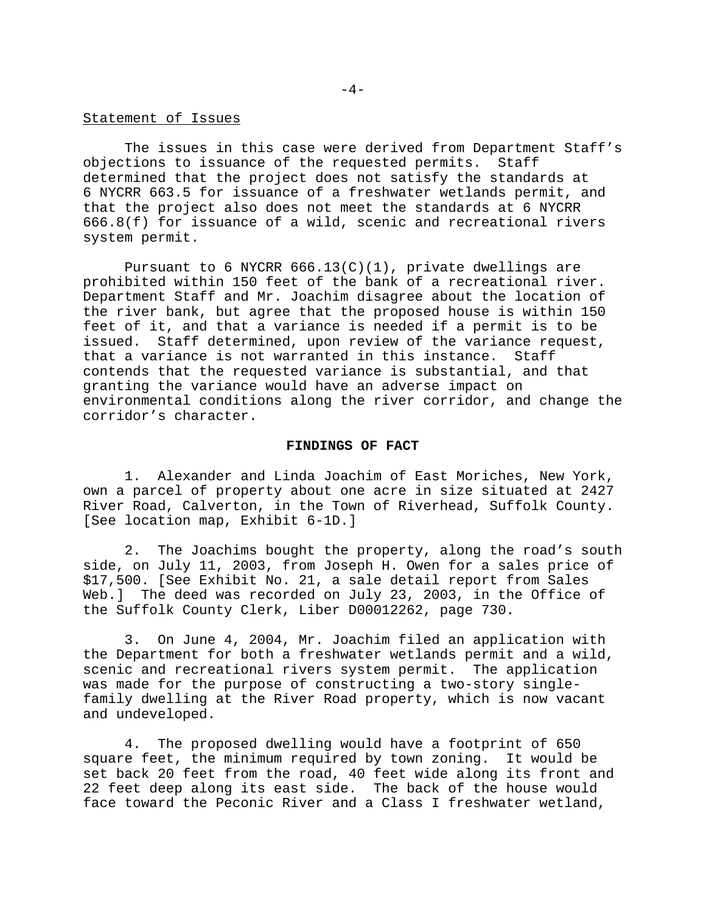## Statement of Issues

The issues in this case were derived from Department Staff's objections to issuance of the requested permits. Staff determined that the project does not satisfy the standards at 6 NYCRR 663.5 for issuance of a freshwater wetlands permit, and that the project also does not meet the standards at 6 NYCRR 666.8(f) for issuance of a wild, scenic and recreational rivers system permit.

Pursuant to 6 NYCRR 666.13(C)(1), private dwellings are prohibited within 150 feet of the bank of a recreational river. Department Staff and Mr. Joachim disagree about the location of the river bank, but agree that the proposed house is within 150 feet of it, and that a variance is needed if a permit is to be issued. Staff determined, upon review of the variance request, that a variance is not warranted in this instance. Staff contends that the requested variance is substantial, and that granting the variance would have an adverse impact on environmental conditions along the river corridor, and change the corridor's character.

## FINDINGS OF FACT

1. Alexander and Linda Joachim of East Moriches, New York, own a parcel of property about one acre in size situated at 2427 River Road, Calverton, in the Town of Riverhead, Suffolk County. [See location map, Exhibit 6-1D.]

2. The Joachims bought the property, along the road's south side, on July 11, 2003, from Joseph H. Owen for a sales price of $17,500. [See Exhibit No. 21, a sale detail report from Sales Web.] The deed was recorded on July 23, 2003, in the Office of the Suffolk County Clerk, Liber D00012262, page 730.

3. On June 4, 2004, Mr. Joachim filed an application with the Department for both a freshwater wetlands permit and a wild, scenic and recreational rivers system permit. The application was made for the purpose of constructing a two-story single-family dwelling at the River Road property, which is now vacant and undeveloped.

4. The proposed dwelling would have a footprint of 650 square feet, the minimum required by town zoning. It would be set back 20 feet from the road, 40 feet wide along its front and 22 feet deep along its east side. The back of the house would face toward the Peconic River and a Class I freshwater wetland,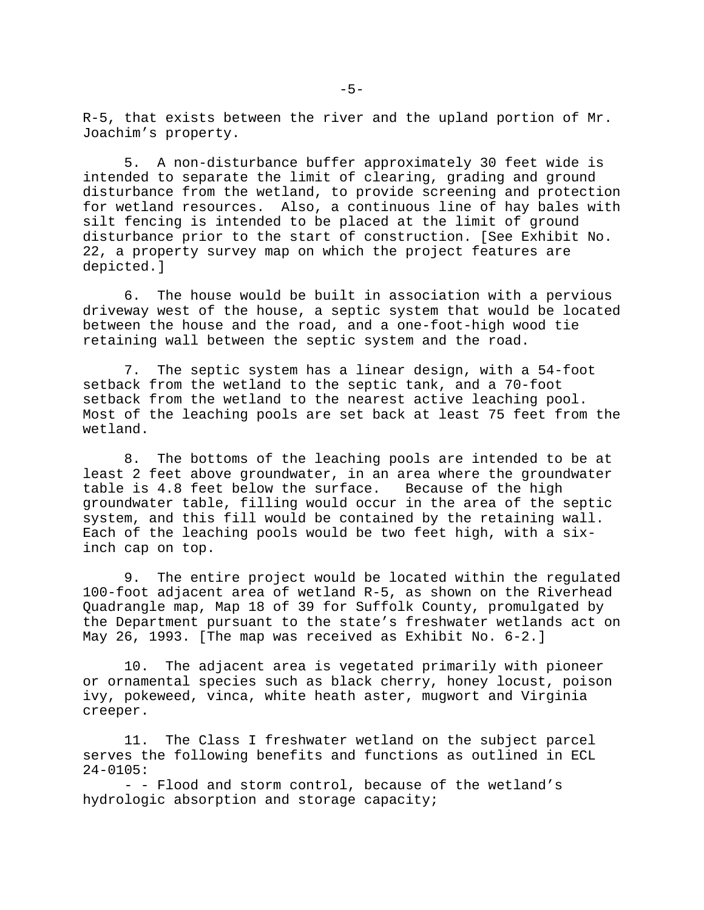R-5, that exists between the river and the upland portion of Mr. Joachim's property.

5. A non-disturbance buffer approximately 30 feet wide is intended to separate the limit of clearing, grading and ground disturbance from the wetland, to provide screening and protection for wetland resources. Also, a continuous line of hay bales with silt fencing is intended to be placed at the limit of ground disturbance prior to the start of construction. [See Exhibit No. 22, a property survey map on which the project features are depicted.]

6. The house would be built in association with a pervious driveway west of the house, a septic system that would be located between the house and the road, and a one-foot-high wood tie retaining wall between the septic system and the road.

7. The septic system has a linear design, with a 54-foot setback from the wetland to the septic tank, and a 70-foot setback from the wetland to the nearest active leaching pool. Most of the leaching pools are set back at least 75 feet from the wetland.

8. The bottoms of the leaching pools are intended to be at least 2 feet above groundwater, in an area where the groundwater table is 4.8 feet below the surface. Because of the high groundwater table, filling would occur in the area of the septic system, and this fill would be contained by the retaining wall. Each of the leaching pools would be two feet high, with a six-inch cap on top.

9. The entire project would be located within the regulated 100-foot adjacent area of wetland R-5, as shown on the Riverhead Quadrangle map, Map 18 of 39 for Suffolk County, promulgated by the Department pursuant to the state's freshwater wetlands act on May 26, 1993. [The map was received as Exhibit No. 6-2.]

10. The adjacent area is vegetated primarily with pioneer or ornamental species such as black cherry, honey locust, poison ivy, pokeweed, vinca, white heath aster, mugwort and Virginia creeper.

11. The Class I freshwater wetland on the subject parcel serves the following benefits and functions as outlined in ECL 24-0105:

- - Flood and storm control, because of the wetland's hydrologic absorption and storage capacity;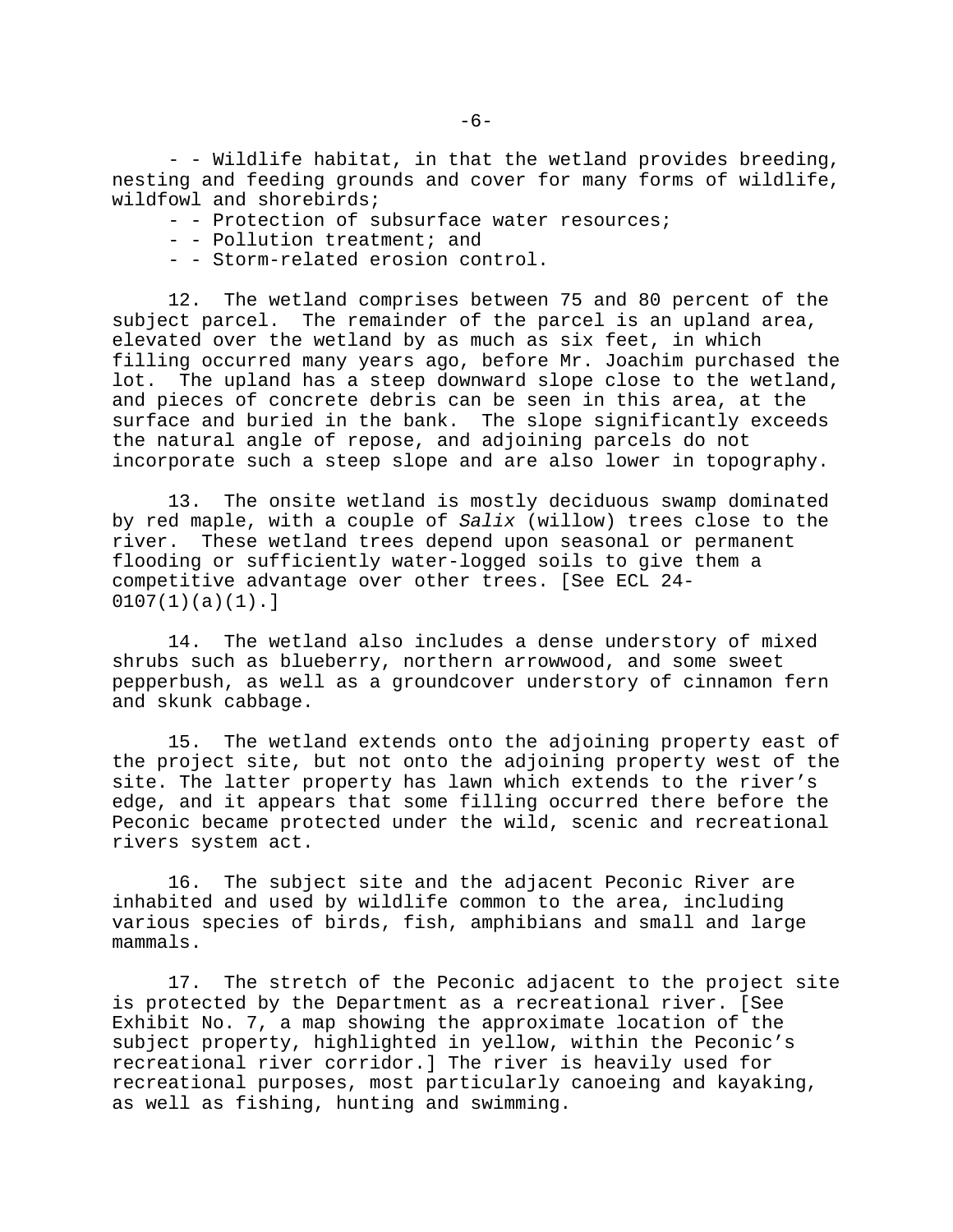- - Wildlife habitat, in that the wetland provides breeding, nesting and feeding grounds and cover for many forms of wildlife, wildfowl and shorebirds;

- - Protection of subsurface water resources;

- - Pollution treatment; and

- - Storm-related erosion control.

12. The wetland comprises between 75 and 80 percent of the subject parcel. The remainder of the parcel is an upland area, elevated over the wetland by as much as six feet, in which filling occurred many years ago, before Mr. Joachim purchased the lot. The upland has a steep downward slope close to the wetland, and pieces of concrete debris can be seen in this area, at the surface and buried in the bank. The slope significantly exceeds the natural angle of repose, and adjoining parcels do not incorporate such a steep slope and are also lower in topography.

13. The onsite wetland is mostly deciduous swamp dominated by red maple, with a couple of *Salix* (willow) trees close to the river. These wetland trees depend upon seasonal or permanent flooding or sufficiently water-logged soils to give them a competitive advantage over other trees. [See ECL 24-0107(1)(a)(1).]

14. The wetland also includes a dense understory of mixed shrubs such as blueberry, northern arrowwood, and some sweet pepperbush, as well as a groundcover understory of cinnamon fern and skunk cabbage.

15. The wetland extends onto the adjoining property east of the project site, but not onto the adjoining property west of the site. The latter property has lawn which extends to the river's edge, and it appears that some filling occurred there before the Peconic became protected under the wild, scenic and recreational rivers system act.

16. The subject site and the adjacent Peconic River are inhabited and used by wildlife common to the area, including various species of birds, fish, amphibians and small and large mammals.

17. The stretch of the Peconic adjacent to the project site is protected by the Department as a recreational river. [See Exhibit No. 7, a map showing the approximate location of the subject property, highlighted in yellow, within the Peconic's recreational river corridor.] The river is heavily used for recreational purposes, most particularly canoeing and kayaking, as well as fishing, hunting and swimming.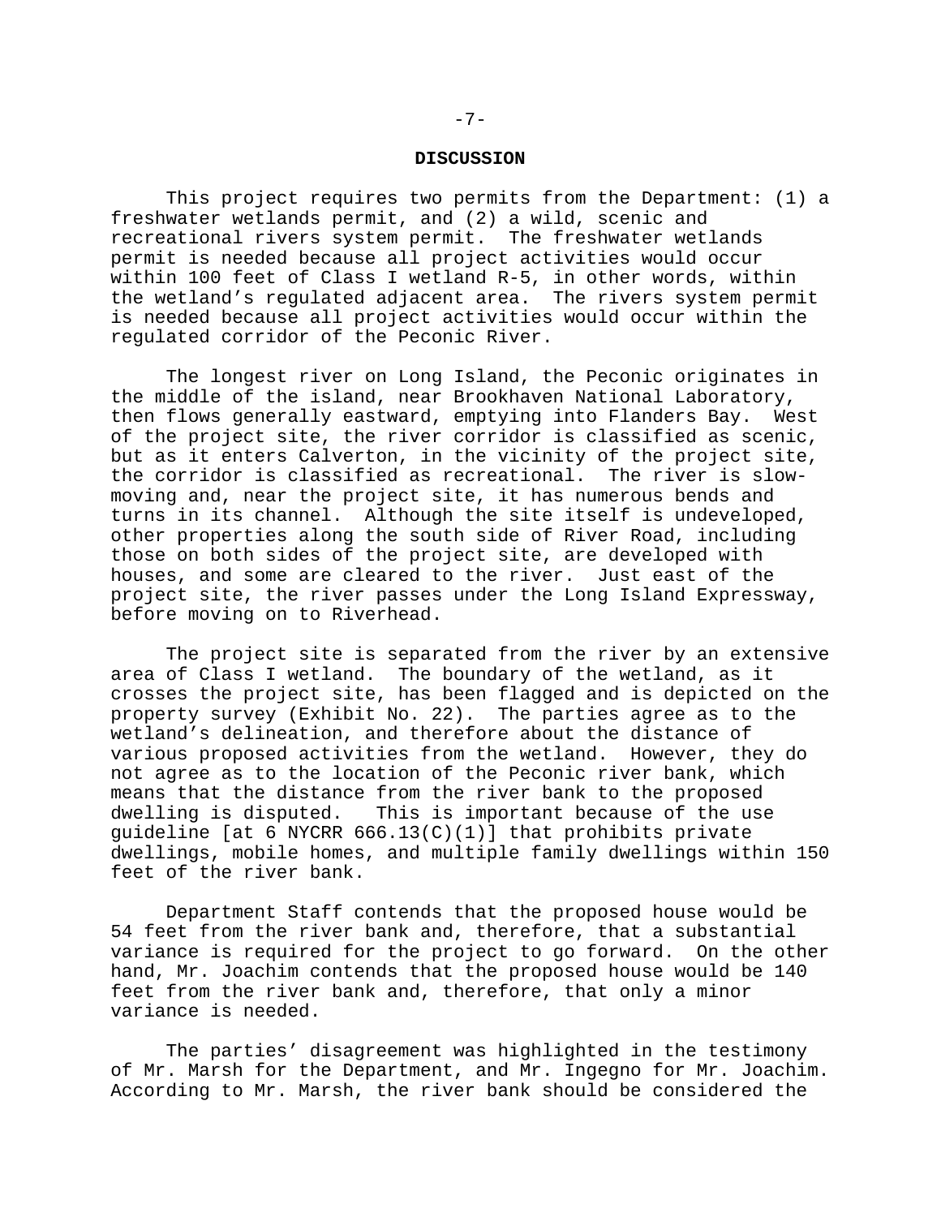## DISCUSSION

This project requires two permits from the Department: (1) a freshwater wetlands permit, and (2) a wild, scenic and recreational rivers system permit. The freshwater wetlands permit is needed because all project activities would occur within 100 feet of Class I wetland R-5, in other words, within the wetland's regulated adjacent area. The rivers system permit is needed because all project activities would occur within the regulated corridor of the Peconic River.

The longest river on Long Island, the Peconic originates in the middle of the island, near Brookhaven National Laboratory, then flows generally eastward, emptying into Flanders Bay. West of the project site, the river corridor is classified as scenic, but as it enters Calverton, in the vicinity of the project site, the corridor is classified as recreational. The river is slow-moving and, near the project site, it has numerous bends and turns in its channel. Although the site itself is undeveloped, other properties along the south side of River Road, including those on both sides of the project site, are developed with houses, and some are cleared to the river. Just east of the project site, the river passes under the Long Island Expressway, before moving on to Riverhead.

The project site is separated from the river by an extensive area of Class I wetland. The boundary of the wetland, as it crosses the project site, has been flagged and is depicted on the property survey (Exhibit No. 22). The parties agree as to the wetland's delineation, and therefore about the distance of various proposed activities from the wetland. However, they do not agree as to the location of the Peconic river bank, which means that the distance from the river bank to the proposed dwelling is disputed. This is important because of the use guideline [at 6 NYCRR 666.13(C)(1)] that prohibits private dwellings, mobile homes, and multiple family dwellings within 150 feet of the river bank.

Department Staff contends that the proposed house would be 54 feet from the river bank and, therefore, that a substantial variance is required for the project to go forward. On the other hand, Mr. Joachim contends that the proposed house would be 140 feet from the river bank and, therefore, that only a minor variance is needed.

The parties' disagreement was highlighted in the testimony of Mr. Marsh for the Department, and Mr. Ingegno for Mr. Joachim. According to Mr. Marsh, the river bank should be considered the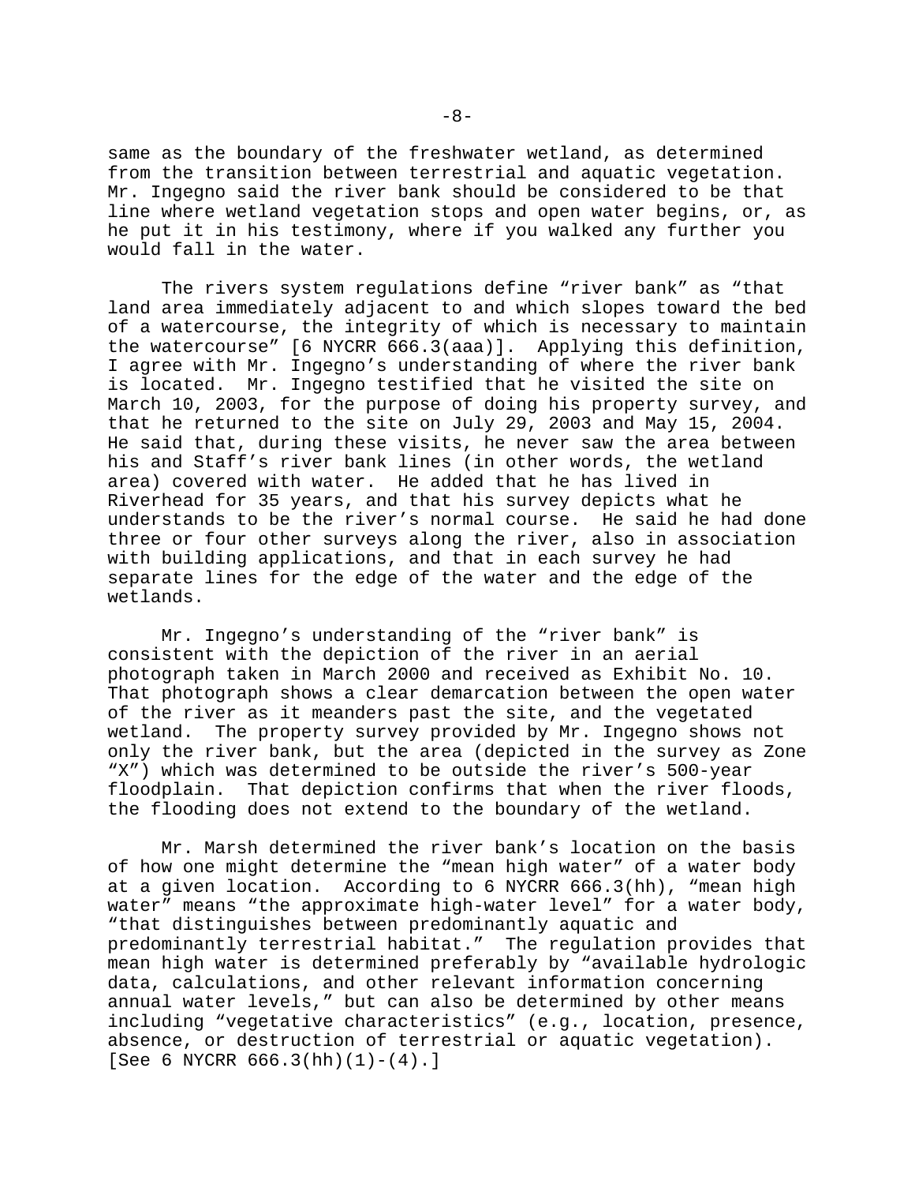same as the boundary of the freshwater wetland, as determined from the transition between terrestrial and aquatic vegetation. Mr. Ingegno said the river bank should be considered to be that line where wetland vegetation stops and open water begins, or, as he put it in his testimony, where if you walked any further you would fall in the water.

The rivers system regulations define "river bank" as "that land area immediately adjacent to and which slopes toward the bed of a watercourse, the integrity of which is necessary to maintain the watercourse" [6 NYCRR 666.3(aaa)]. Applying this definition, I agree with Mr. Ingegno's understanding of where the river bank is located. Mr. Ingegno testified that he visited the site on March 10, 2003, for the purpose of doing his property survey, and that he returned to the site on July 29, 2003 and May 15, 2004. He said that, during these visits, he never saw the area between his and Staff's river bank lines (in other words, the wetland area) covered with water. He added that he has lived in Riverhead for 35 years, and that his survey depicts what he understands to be the river's normal course. He said he had done three or four other surveys along the river, also in association with building applications, and that in each survey he had separate lines for the edge of the water and the edge of the wetlands.

Mr. Ingegno's understanding of the "river bank" is consistent with the depiction of the river in an aerial photograph taken in March 2000 and received as Exhibit No. 10. That photograph shows a clear demarcation between the open water of the river as it meanders past the site, and the vegetated wetland. The property survey provided by Mr. Ingegno shows not only the river bank, but the area (depicted in the survey as Zone "X") which was determined to be outside the river's 500-year floodplain. That depiction confirms that when the river floods, the flooding does not extend to the boundary of the wetland.

Mr. Marsh determined the river bank's location on the basis of how one might determine the "mean high water" of a water body at a given location. According to 6 NYCRR 666.3(hh), "mean high water" means "the approximate high-water level" for a water body, "that distinguishes between predominantly aquatic and predominantly terrestrial habitat." The regulation provides that mean high water is determined preferably by "available hydrologic data, calculations, and other relevant information concerning annual water levels," but can also be determined by other means including "vegetative characteristics" (e.g., location, presence, absence, or destruction of terrestrial or aquatic vegetation). [See 6 NYCRR 666.3(hh)(1)-(4).]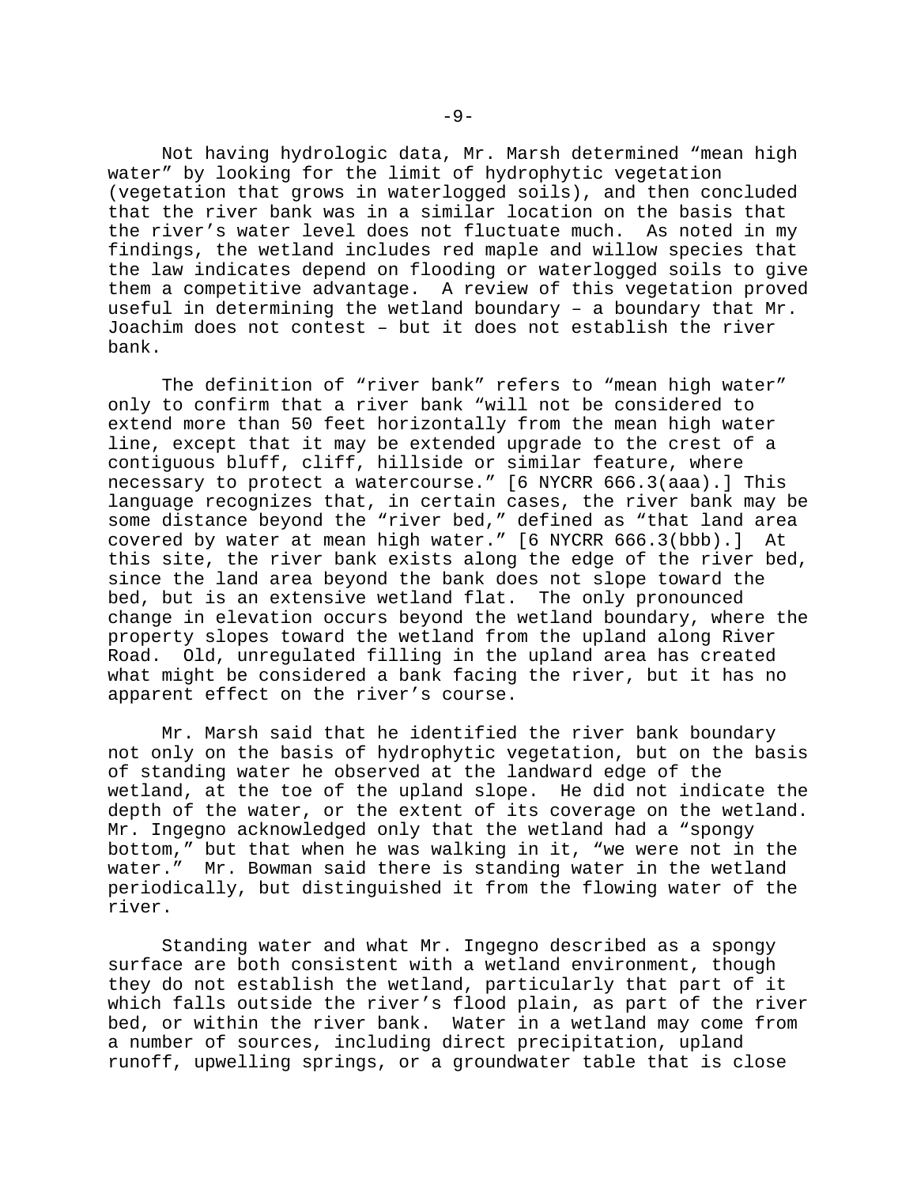Not having hydrologic data, Mr. Marsh determined “mean high water” by looking for the limit of hydrophytic vegetation (vegetation that grows in waterlogged soils), and then concluded that the river bank was in a similar location on the basis that the river’s water level does not fluctuate much. As noted in my findings, the wetland includes red maple and willow species that the law indicates depend on flooding or waterlogged soils to give them a competitive advantage. A review of this vegetation proved useful in determining the wetland boundary – a boundary that Mr. Joachim does not contest – but it does not establish the river bank.

The definition of “river bank” refers to “mean high water” only to confirm that a river bank “will not be considered to extend more than 50 feet horizontally from the mean high water line, except that it may be extended upgrade to the crest of a contiguous bluff, cliff, hillside or similar feature, where necessary to protect a watercourse.” [6 NYCRR 666.3(aaa).] This language recognizes that, in certain cases, the river bank may be some distance beyond the “river bed,” defined as “that land area covered by water at mean high water.” [6 NYCRR 666.3(bbb).] At this site, the river bank exists along the edge of the river bed, since the land area beyond the bank does not slope toward the bed, but is an extensive wetland flat. The only pronounced change in elevation occurs beyond the wetland boundary, where the property slopes toward the wetland from the upland along River Road. Old, unregulated filling in the upland area has created what might be considered a bank facing the river, but it has no apparent effect on the river’s course.

Mr. Marsh said that he identified the river bank boundary not only on the basis of hydrophytic vegetation, but on the basis of standing water he observed at the landward edge of the wetland, at the toe of the upland slope. He did not indicate the depth of the water, or the extent of its coverage on the wetland. Mr. Ingegno acknowledged only that the wetland had a “spongy bottom,” but that when he was walking in it, “we were not in the water.” Mr. Bowman said there is standing water in the wetland periodically, but distinguished it from the flowing water of the river.

Standing water and what Mr. Ingegno described as a spongy surface are both consistent with a wetland environment, though they do not establish the wetland, particularly that part of it which falls outside the river’s flood plain, as part of the river bed, or within the river bank. Water in a wetland may come from a number of sources, including direct precipitation, upland runoff, upwelling springs, or a groundwater table that is close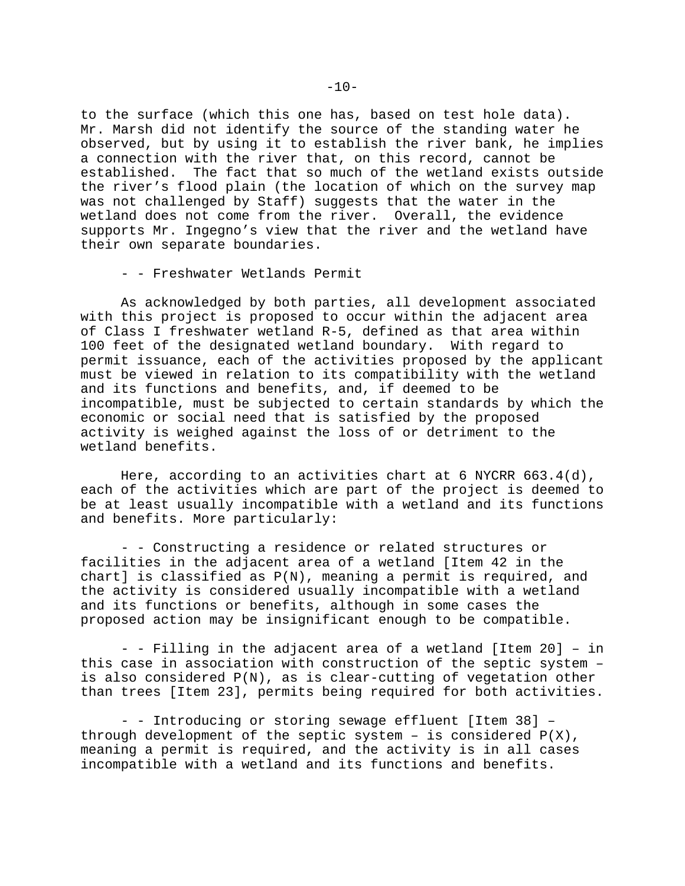to the surface (which this one has, based on test hole data). Mr. Marsh did not identify the source of the standing water he observed, but by using it to establish the river bank, he implies a connection with the river that, on this record, cannot be established. The fact that so much of the wetland exists outside the river's flood plain (the location of which on the survey map was not challenged by Staff) suggests that the water in the wetland does not come from the river. Overall, the evidence supports Mr. Ingegno's view that the river and the wetland have their own separate boundaries.

- - Freshwater Wetlands Permit

As acknowledged by both parties, all development associated with this project is proposed to occur within the adjacent area of Class I freshwater wetland R-5, defined as that area within 100 feet of the designated wetland boundary. With regard to permit issuance, each of the activities proposed by the applicant must be viewed in relation to its compatibility with the wetland and its functions and benefits, and, if deemed to be incompatible, must be subjected to certain standards by which the economic or social need that is satisfied by the proposed activity is weighed against the loss of or detriment to the wetland benefits.

Here, according to an activities chart at 6 NYCRR 663.4(d), each of the activities which are part of the project is deemed to be at least usually incompatible with a wetland and its functions and benefits. More particularly:

- - Constructing a residence or related structures or facilities in the adjacent area of a wetland [Item 42 in the chart] is classified as P(N), meaning a permit is required, and the activity is considered usually incompatible with a wetland and its functions or benefits, although in some cases the proposed action may be insignificant enough to be compatible.

- - Filling in the adjacent area of a wetland [Item 20] – in this case in association with construction of the septic system – is also considered P(N), as is clear-cutting of vegetation other than trees [Item 23], permits being required for both activities.

- - Introducing or storing sewage effluent [Item 38] – through development of the septic system – is considered P(X), meaning a permit is required, and the activity is in all cases incompatible with a wetland and its functions and benefits.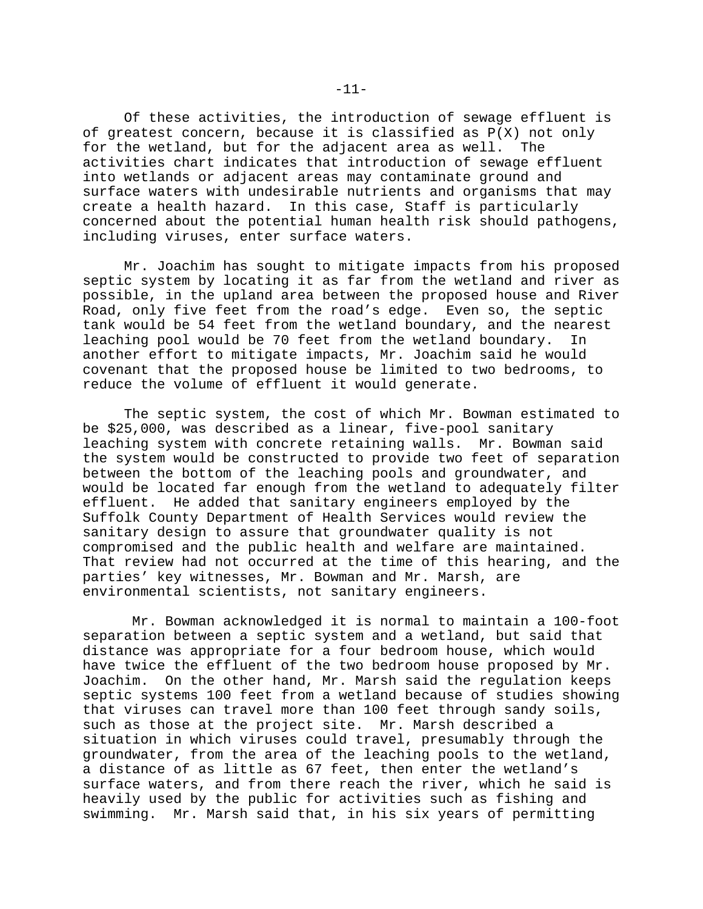Of these activities, the introduction of sewage effluent is of greatest concern, because it is classified as P(X) not only for the wetland, but for the adjacent area as well. The activities chart indicates that introduction of sewage effluent into wetlands or adjacent areas may contaminate ground and surface waters with undesirable nutrients and organisms that may create a health hazard. In this case, Staff is particularly concerned about the potential human health risk should pathogens, including viruses, enter surface waters.

Mr. Joachim has sought to mitigate impacts from his proposed septic system by locating it as far from the wetland and river as possible, in the upland area between the proposed house and River Road, only five feet from the road's edge. Even so, the septic tank would be 54 feet from the wetland boundary, and the nearest leaching pool would be 70 feet from the wetland boundary. In another effort to mitigate impacts, Mr. Joachim said he would covenant that the proposed house be limited to two bedrooms, to reduce the volume of effluent it would generate.

The septic system, the cost of which Mr. Bowman estimated to be $25,000, was described as a linear, five-pool sanitary leaching system with concrete retaining walls. Mr. Bowman said the system would be constructed to provide two feet of separation between the bottom of the leaching pools and groundwater, and would be located far enough from the wetland to adequately filter effluent. He added that sanitary engineers employed by the Suffolk County Department of Health Services would review the sanitary design to assure that groundwater quality is not compromised and the public health and welfare are maintained. That review had not occurred at the time of this hearing, and the parties' key witnesses, Mr. Bowman and Mr. Marsh, are environmental scientists, not sanitary engineers.

Mr. Bowman acknowledged it is normal to maintain a 100-foot separation between a septic system and a wetland, but said that distance was appropriate for a four bedroom house, which would have twice the effluent of the two bedroom house proposed by Mr. Joachim. On the other hand, Mr. Marsh said the regulation keeps septic systems 100 feet from a wetland because of studies showing that viruses can travel more than 100 feet through sandy soils, such as those at the project site. Mr. Marsh described a situation in which viruses could travel, presumably through the groundwater, from the area of the leaching pools to the wetland, a distance of as little as 67 feet, then enter the wetland's surface waters, and from there reach the river, which he said is heavily used by the public for activities such as fishing and swimming. Mr. Marsh said that, in his six years of permitting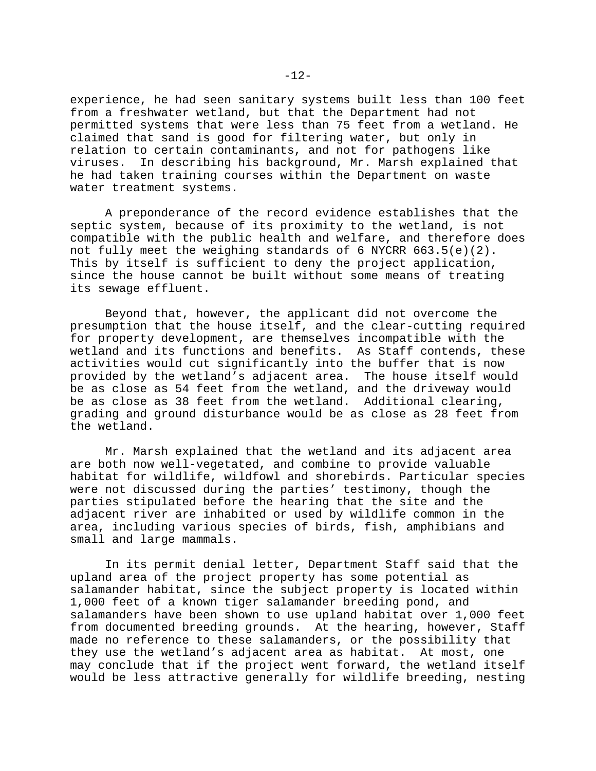experience, he had seen sanitary systems built less than 100 feet from a freshwater wetland, but that the Department had not permitted systems that were less than 75 feet from a wetland. He claimed that sand is good for filtering water, but only in relation to certain contaminants, and not for pathogens like viruses. In describing his background, Mr. Marsh explained that he had taken training courses within the Department on waste water treatment systems.

A preponderance of the record evidence establishes that the septic system, because of its proximity to the wetland, is not compatible with the public health and welfare, and therefore does not fully meet the weighing standards of 6 NYCRR 663.5(e)(2). This by itself is sufficient to deny the project application, since the house cannot be built without some means of treating its sewage effluent.

Beyond that, however, the applicant did not overcome the presumption that the house itself, and the clear-cutting required for property development, are themselves incompatible with the wetland and its functions and benefits. As Staff contends, these activities would cut significantly into the buffer that is now provided by the wetland's adjacent area. The house itself would be as close as 54 feet from the wetland, and the driveway would be as close as 38 feet from the wetland. Additional clearing, grading and ground disturbance would be as close as 28 feet from the wetland.

Mr. Marsh explained that the wetland and its adjacent area are both now well-vegetated, and combine to provide valuable habitat for wildlife, wildfowl and shorebirds. Particular species were not discussed during the parties' testimony, though the parties stipulated before the hearing that the site and the adjacent river are inhabited or used by wildlife common in the area, including various species of birds, fish, amphibians and small and large mammals.

In its permit denial letter, Department Staff said that the upland area of the project property has some potential as salamander habitat, since the subject property is located within 1,000 feet of a known tiger salamander breeding pond, and salamanders have been shown to use upland habitat over 1,000 feet from documented breeding grounds. At the hearing, however, Staff made no reference to these salamanders, or the possibility that they use the wetland's adjacent area as habitat. At most, one may conclude that if the project went forward, the wetland itself would be less attractive generally for wildlife breeding, nesting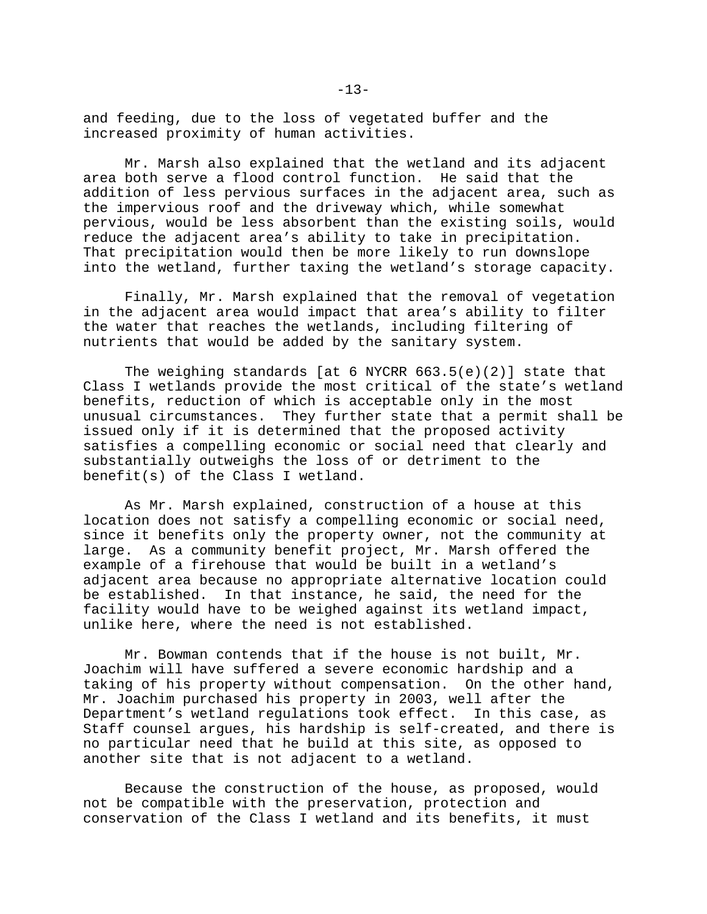and feeding, due to the loss of vegetated buffer and the increased proximity of human activities.

Mr. Marsh also explained that the wetland and its adjacent area both serve a flood control function. He said that the addition of less pervious surfaces in the adjacent area, such as the impervious roof and the driveway which, while somewhat pervious, would be less absorbent than the existing soils, would reduce the adjacent area's ability to take in precipitation. That precipitation would then be more likely to run downslope into the wetland, further taxing the wetland's storage capacity.

Finally, Mr. Marsh explained that the removal of vegetation in the adjacent area would impact that area's ability to filter the water that reaches the wetlands, including filtering of nutrients that would be added by the sanitary system.

The weighing standards [at 6 NYCRR 663.5(e)(2)] state that Class I wetlands provide the most critical of the state's wetland benefits, reduction of which is acceptable only in the most unusual circumstances. They further state that a permit shall be issued only if it is determined that the proposed activity satisfies a compelling economic or social need that clearly and substantially outweighs the loss of or detriment to the benefit(s) of the Class I wetland.

As Mr. Marsh explained, construction of a house at this location does not satisfy a compelling economic or social need, since it benefits only the property owner, not the community at large. As a community benefit project, Mr. Marsh offered the example of a firehouse that would be built in a wetland's adjacent area because no appropriate alternative location could be established. In that instance, he said, the need for the facility would have to be weighed against its wetland impact, unlike here, where the need is not established.

Mr. Bowman contends that if the house is not built, Mr. Joachim will have suffered a severe economic hardship and a taking of his property without compensation. On the other hand, Mr. Joachim purchased his property in 2003, well after the Department's wetland regulations took effect. In this case, as Staff counsel argues, his hardship is self-created, and there is no particular need that he build at this site, as opposed to another site that is not adjacent to a wetland.

Because the construction of the house, as proposed, would not be compatible with the preservation, protection and conservation of the Class I wetland and its benefits, it must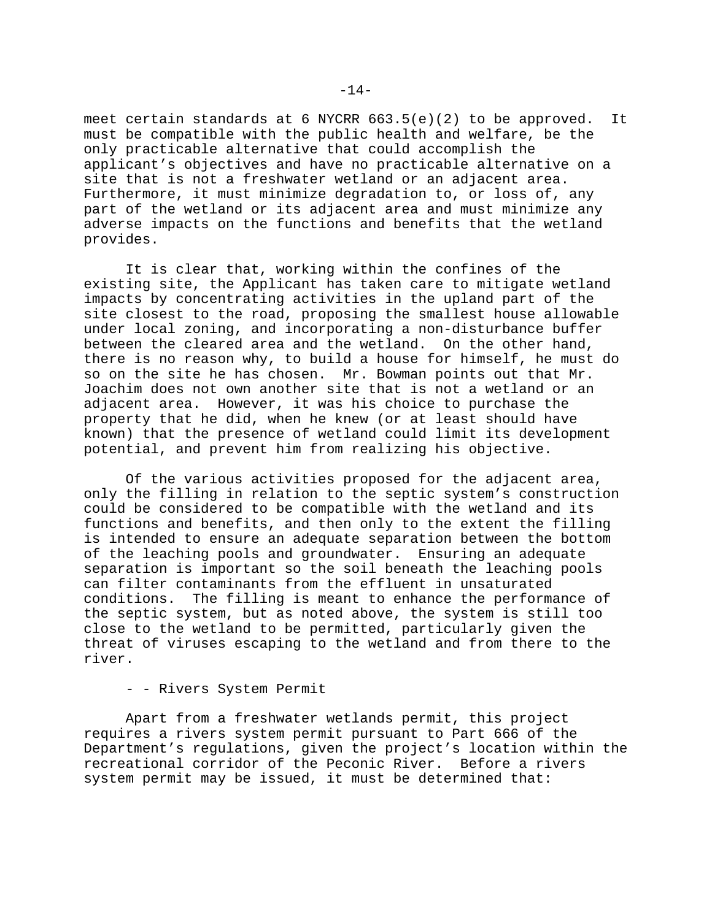meet certain standards at 6 NYCRR 663.5(e)(2) to be approved. It must be compatible with the public health and welfare, be the only practicable alternative that could accomplish the applicant's objectives and have no practicable alternative on a site that is not a freshwater wetland or an adjacent area. Furthermore, it must minimize degradation to, or loss of, any part of the wetland or its adjacent area and must minimize any adverse impacts on the functions and benefits that the wetland provides.

It is clear that, working within the confines of the existing site, the Applicant has taken care to mitigate wetland impacts by concentrating activities in the upland part of the site closest to the road, proposing the smallest house allowable under local zoning, and incorporating a non-disturbance buffer between the cleared area and the wetland. On the other hand, there is no reason why, to build a house for himself, he must do so on the site he has chosen. Mr. Bowman points out that Mr. Joachim does not own another site that is not a wetland or an adjacent area. However, it was his choice to purchase the property that he did, when he knew (or at least should have known) that the presence of wetland could limit its development potential, and prevent him from realizing his objective.

Of the various activities proposed for the adjacent area, only the filling in relation to the septic system's construction could be considered to be compatible with the wetland and its functions and benefits, and then only to the extent the filling is intended to ensure an adequate separation between the bottom of the leaching pools and groundwater. Ensuring an adequate separation is important so the soil beneath the leaching pools can filter contaminants from the effluent in unsaturated conditions. The filling is meant to enhance the performance of the septic system, but as noted above, the system is still too close to the wetland to be permitted, particularly given the threat of viruses escaping to the wetland and from there to the river.

- - Rivers System Permit

Apart from a freshwater wetlands permit, this project requires a rivers system permit pursuant to Part 666 of the Department's regulations, given the project's location within the recreational corridor of the Peconic River. Before a rivers system permit may be issued, it must be determined that: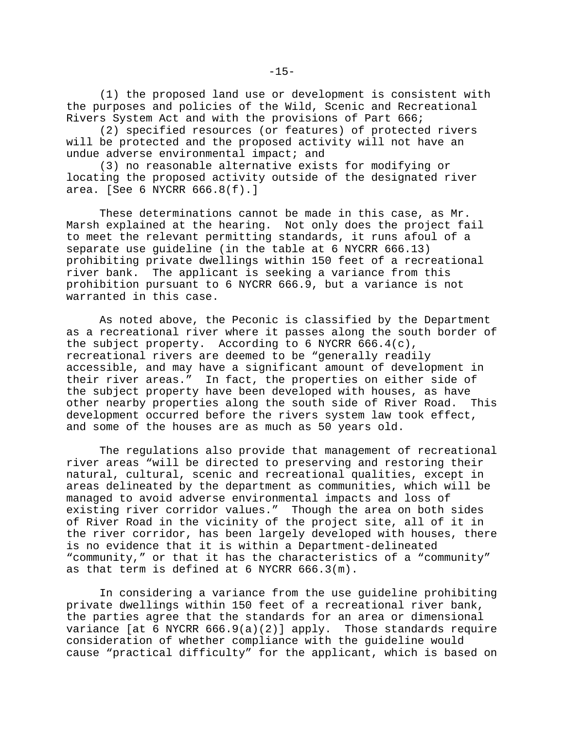(1) the proposed land use or development is consistent with the purposes and policies of the Wild, Scenic and Recreational Rivers System Act and with the provisions of Part 666;

(2) specified resources (or features) of protected rivers will be protected and the proposed activity will not have an undue adverse environmental impact; and

(3) no reasonable alternative exists for modifying or locating the proposed activity outside of the designated river area. [See 6 NYCRR 666.8(f).]

These determinations cannot be made in this case, as Mr. Marsh explained at the hearing. Not only does the project fail to meet the relevant permitting standards, it runs afoul of a separate use guideline (in the table at 6 NYCRR 666.13) prohibiting private dwellings within 150 feet of a recreational river bank. The applicant is seeking a variance from this prohibition pursuant to 6 NYCRR 666.9, but a variance is not warranted in this case.

As noted above, the Peconic is classified by the Department as a recreational river where it passes along the south border of the subject property. According to 6 NYCRR 666.4(c), recreational rivers are deemed to be "generally readily accessible, and may have a significant amount of development in their river areas." In fact, the properties on either side of the subject property have been developed with houses, as have other nearby properties along the south side of River Road. This development occurred before the rivers system law took effect, and some of the houses are as much as 50 years old.

The regulations also provide that management of recreational river areas "will be directed to preserving and restoring their natural, cultural, scenic and recreational qualities, except in areas delineated by the department as communities, which will be managed to avoid adverse environmental impacts and loss of existing river corridor values." Though the area on both sides of River Road in the vicinity of the project site, all of it in the river corridor, has been largely developed with houses, there is no evidence that it is within a Department-delineated "community," or that it has the characteristics of a "community" as that term is defined at 6 NYCRR 666.3(m).

In considering a variance from the use guideline prohibiting private dwellings within 150 feet of a recreational river bank, the parties agree that the standards for an area or dimensional variance [at 6 NYCRR 666.9(a)(2)] apply. Those standards require consideration of whether compliance with the guideline would cause "practical difficulty" for the applicant, which is based on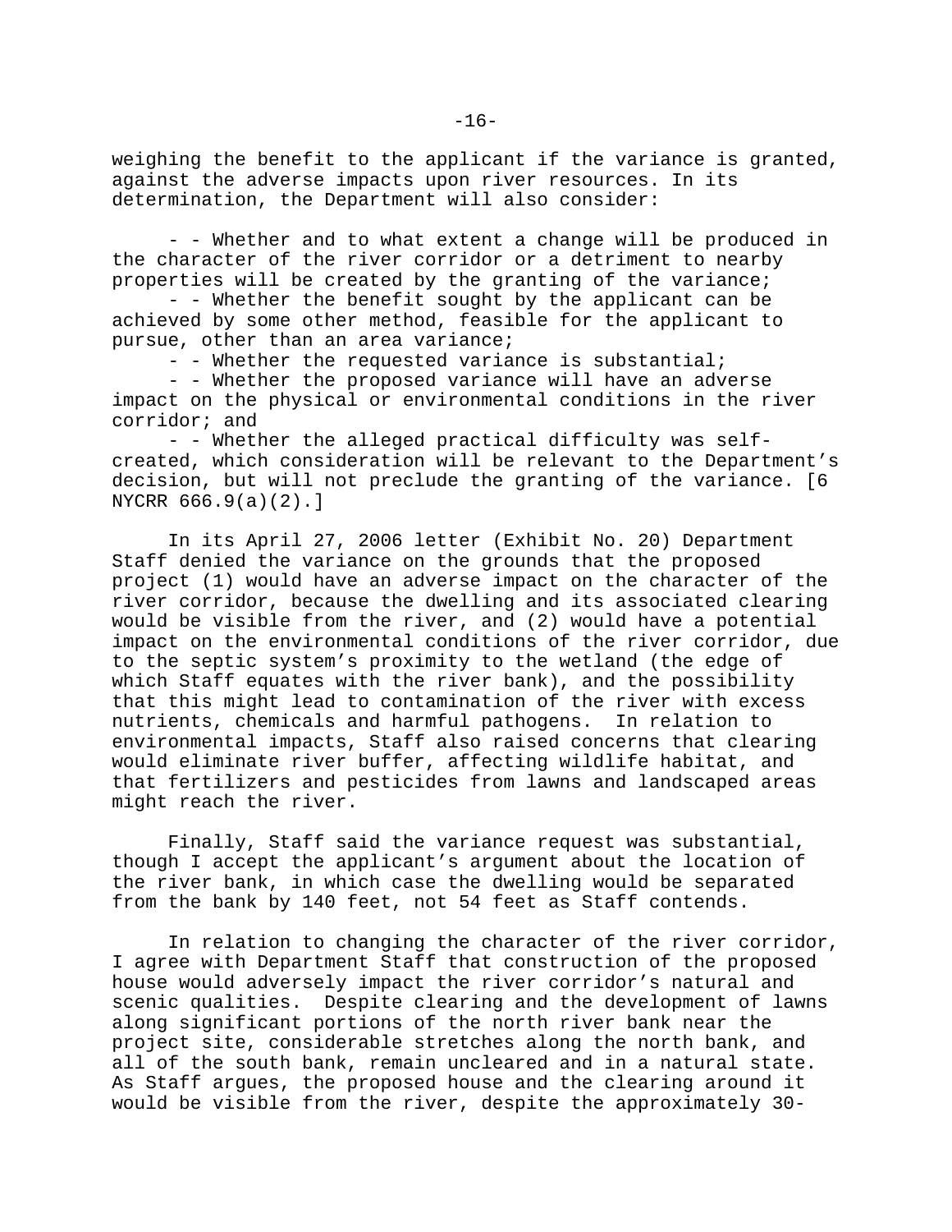weighing the benefit to the applicant if the variance is granted, against the adverse impacts upon river resources. In its determination, the Department will also consider:

- - Whether and to what extent a change will be produced in the character of the river corridor or a detriment to nearby properties will be created by the granting of the variance;
- - Whether the benefit sought by the applicant can be achieved by some other method, feasible for the applicant to pursue, other than an area variance;
- - Whether the requested variance is substantial;
- - Whether the proposed variance will have an adverse impact on the physical or environmental conditions in the river corridor; and
- - Whether the alleged practical difficulty was self-created, which consideration will be relevant to the Department's decision, but will not preclude the granting of the variance. [6 NYCRR 666.9(a)(2).]

In its April 27, 2006 letter (Exhibit No. 20) Department Staff denied the variance on the grounds that the proposed project (1) would have an adverse impact on the character of the river corridor, because the dwelling and its associated clearing would be visible from the river, and (2) would have a potential impact on the environmental conditions of the river corridor, due to the septic system's proximity to the wetland (the edge of which Staff equates with the river bank), and the possibility that this might lead to contamination of the river with excess nutrients, chemicals and harmful pathogens. In relation to environmental impacts, Staff also raised concerns that clearing would eliminate river buffer, affecting wildlife habitat, and that fertilizers and pesticides from lawns and landscaped areas might reach the river.

Finally, Staff said the variance request was substantial, though I accept the applicant's argument about the location of the river bank, in which case the dwelling would be separated from the bank by 140 feet, not 54 feet as Staff contends.

In relation to changing the character of the river corridor, I agree with Department Staff that construction of the proposed house would adversely impact the river corridor's natural and scenic qualities. Despite clearing and the development of lawns along significant portions of the north river bank near the project site, considerable stretches along the north bank, and all of the south bank, remain uncleared and in a natural state. As Staff argues, the proposed house and the clearing around it would be visible from the river, despite the approximately 30-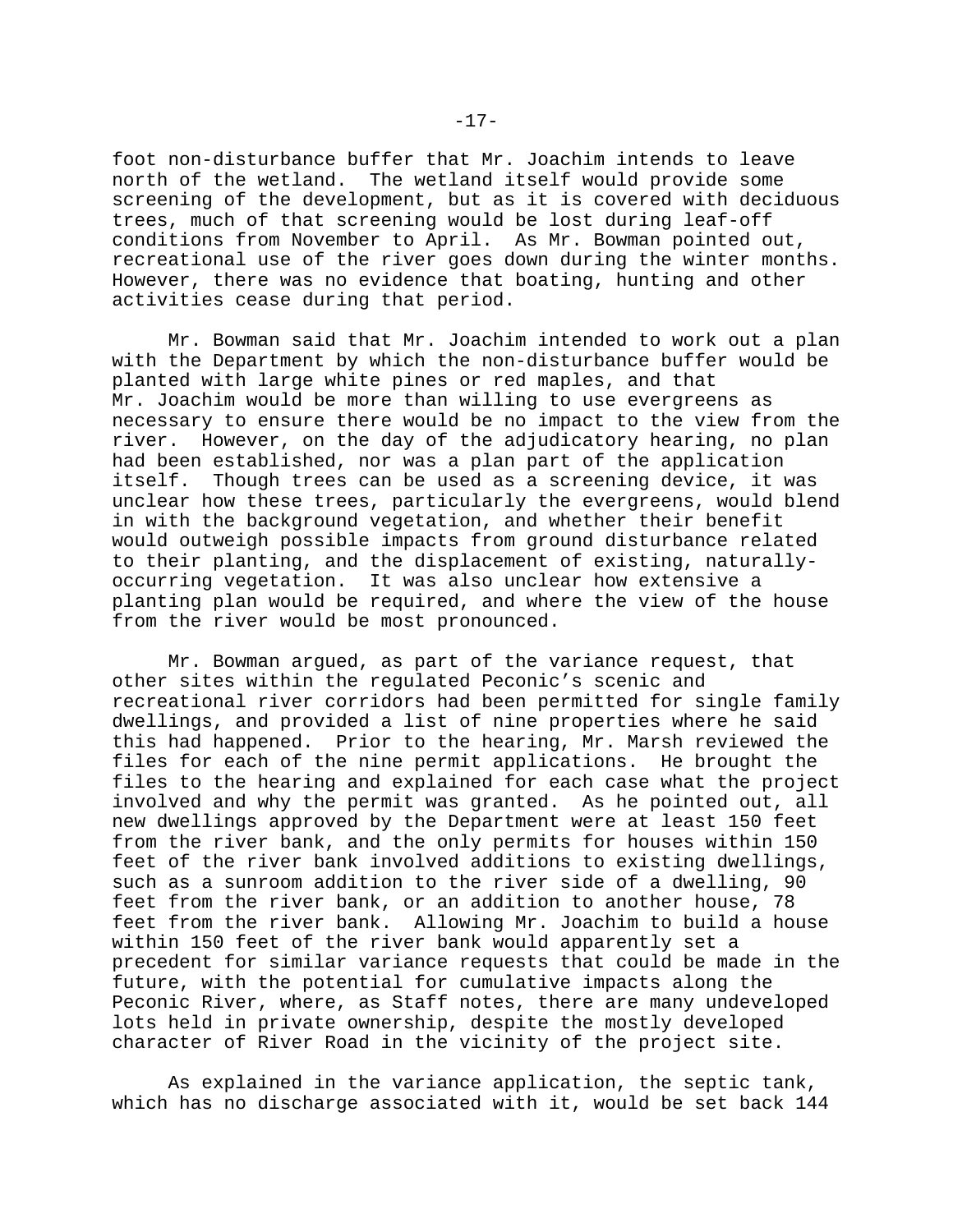foot non-disturbance buffer that Mr. Joachim intends to leave north of the wetland. The wetland itself would provide some screening of the development, but as it is covered with deciduous trees, much of that screening would be lost during leaf-off conditions from November to April. As Mr. Bowman pointed out, recreational use of the river goes down during the winter months. However, there was no evidence that boating, hunting and other activities cease during that period.

Mr. Bowman said that Mr. Joachim intended to work out a plan with the Department by which the non-disturbance buffer would be planted with large white pines or red maples, and that Mr. Joachim would be more than willing to use evergreens as necessary to ensure there would be no impact to the view from the river. However, on the day of the adjudicatory hearing, no plan had been established, nor was a plan part of the application itself. Though trees can be used as a screening device, it was unclear how these trees, particularly the evergreens, would blend in with the background vegetation, and whether their benefit would outweigh possible impacts from ground disturbance related to their planting, and the displacement of existing, naturally-occurring vegetation. It was also unclear how extensive a planting plan would be required, and where the view of the house from the river would be most pronounced.

Mr. Bowman argued, as part of the variance request, that other sites within the regulated Peconic's scenic and recreational river corridors had been permitted for single family dwellings, and provided a list of nine properties where he said this had happened. Prior to the hearing, Mr. Marsh reviewed the files for each of the nine permit applications. He brought the files to the hearing and explained for each case what the project involved and why the permit was granted. As he pointed out, all new dwellings approved by the Department were at least 150 feet from the river bank, and the only permits for houses within 150 feet of the river bank involved additions to existing dwellings, such as a sunroom addition to the river side of a dwelling, 90 feet from the river bank, or an addition to another house, 78 feet from the river bank. Allowing Mr. Joachim to build a house within 150 feet of the river bank would apparently set a precedent for similar variance requests that could be made in the future, with the potential for cumulative impacts along the Peconic River, where, as Staff notes, there are many undeveloped lots held in private ownership, despite the mostly developed character of River Road in the vicinity of the project site.

As explained in the variance application, the septic tank, which has no discharge associated with it, would be set back 144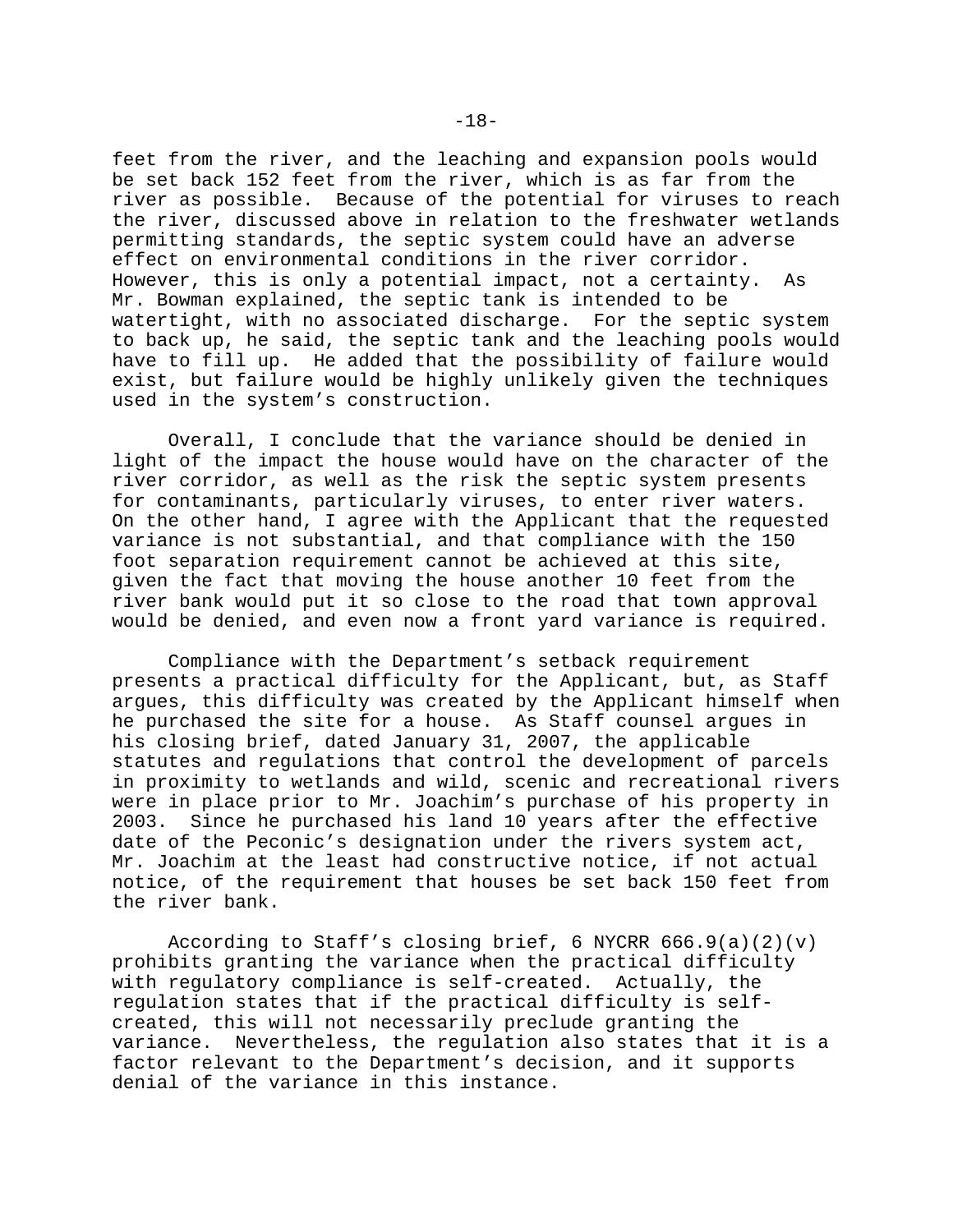feet from the river, and the leaching and expansion pools would be set back 152 feet from the river, which is as far from the river as possible. Because of the potential for viruses to reach the river, discussed above in relation to the freshwater wetlands permitting standards, the septic system could have an adverse effect on environmental conditions in the river corridor. However, this is only a potential impact, not a certainty. As Mr. Bowman explained, the septic tank is intended to be watertight, with no associated discharge. For the septic system to back up, he said, the septic tank and the leaching pools would have to fill up. He added that the possibility of failure would exist, but failure would be highly unlikely given the techniques used in the system's construction.

Overall, I conclude that the variance should be denied in light of the impact the house would have on the character of the river corridor, as well as the risk the septic system presents for contaminants, particularly viruses, to enter river waters. On the other hand, I agree with the Applicant that the requested variance is not substantial, and that compliance with the 150 foot separation requirement cannot be achieved at this site, given the fact that moving the house another 10 feet from the river bank would put it so close to the road that town approval would be denied, and even now a front yard variance is required.

Compliance with the Department's setback requirement presents a practical difficulty for the Applicant, but, as Staff argues, this difficulty was created by the Applicant himself when he purchased the site for a house. As Staff counsel argues in his closing brief, dated January 31, 2007, the applicable statutes and regulations that control the development of parcels in proximity to wetlands and wild, scenic and recreational rivers were in place prior to Mr. Joachim's purchase of his property in 2003. Since he purchased his land 10 years after the effective date of the Peconic's designation under the rivers system act, Mr. Joachim at the least had constructive notice, if not actual notice, of the requirement that houses be set back 150 feet from the river bank.

According to Staff's closing brief, 6 NYCRR 666.9(a)(2)(v) prohibits granting the variance when the practical difficulty with regulatory compliance is self-created. Actually, the regulation states that if the practical difficulty is self-created, this will not necessarily preclude granting the variance. Nevertheless, the regulation also states that it is a factor relevant to the Department's decision, and it supports denial of the variance in this instance.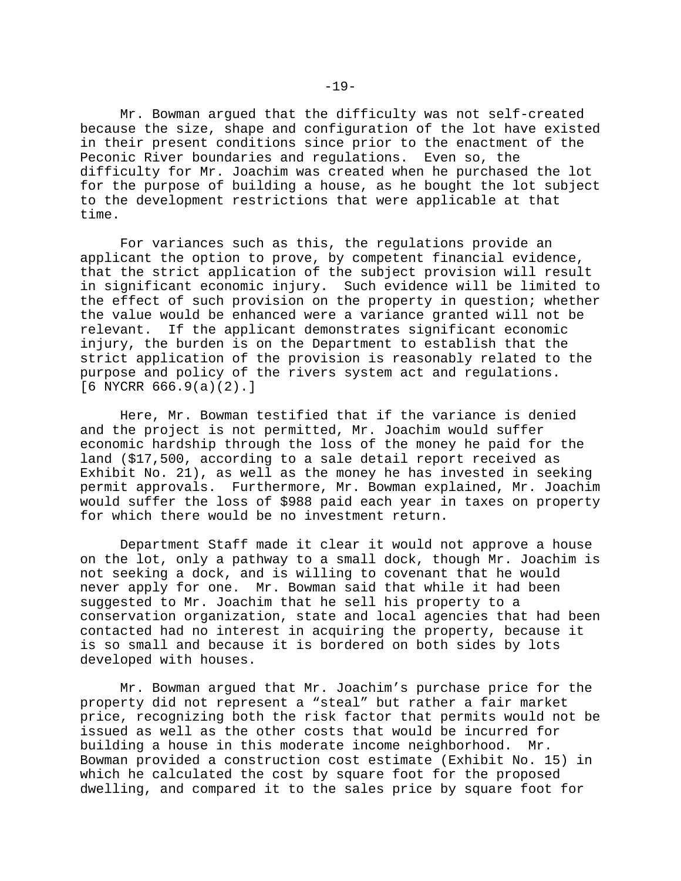Mr. Bowman argued that the difficulty was not self-created because the size, shape and configuration of the lot have existed in their present conditions since prior to the enactment of the Peconic River boundaries and regulations. Even so, the difficulty for Mr. Joachim was created when he purchased the lot for the purpose of building a house, as he bought the lot subject to the development restrictions that were applicable at that time.

For variances such as this, the regulations provide an applicant the option to prove, by competent financial evidence, that the strict application of the subject provision will result in significant economic injury. Such evidence will be limited to the effect of such provision on the property in question; whether the value would be enhanced were a variance granted will not be relevant. If the applicant demonstrates significant economic injury, the burden is on the Department to establish that the strict application of the provision is reasonably related to the purpose and policy of the rivers system act and regulations. [6 NYCRR 666.9(a)(2).]

Here, Mr. Bowman testified that if the variance is denied and the project is not permitted, Mr. Joachim would suffer economic hardship through the loss of the money he paid for the land ($17,500, according to a sale detail report received as Exhibit No. 21), as well as the money he has invested in seeking permit approvals. Furthermore, Mr. Bowman explained, Mr. Joachim would suffer the loss of $988 paid each year in taxes on property for which there would be no investment return.

Department Staff made it clear it would not approve a house on the lot, only a pathway to a small dock, though Mr. Joachim is not seeking a dock, and is willing to covenant that he would never apply for one. Mr. Bowman said that while it had been suggested to Mr. Joachim that he sell his property to a conservation organization, state and local agencies that had been contacted had no interest in acquiring the property, because it is so small and because it is bordered on both sides by lots developed with houses.

Mr. Bowman argued that Mr. Joachim's purchase price for the property did not represent a "steal" but rather a fair market price, recognizing both the risk factor that permits would not be issued as well as the other costs that would be incurred for building a house in this moderate income neighborhood. Mr. Bowman provided a construction cost estimate (Exhibit No. 15) in which he calculated the cost by square foot for the proposed dwelling, and compared it to the sales price by square foot for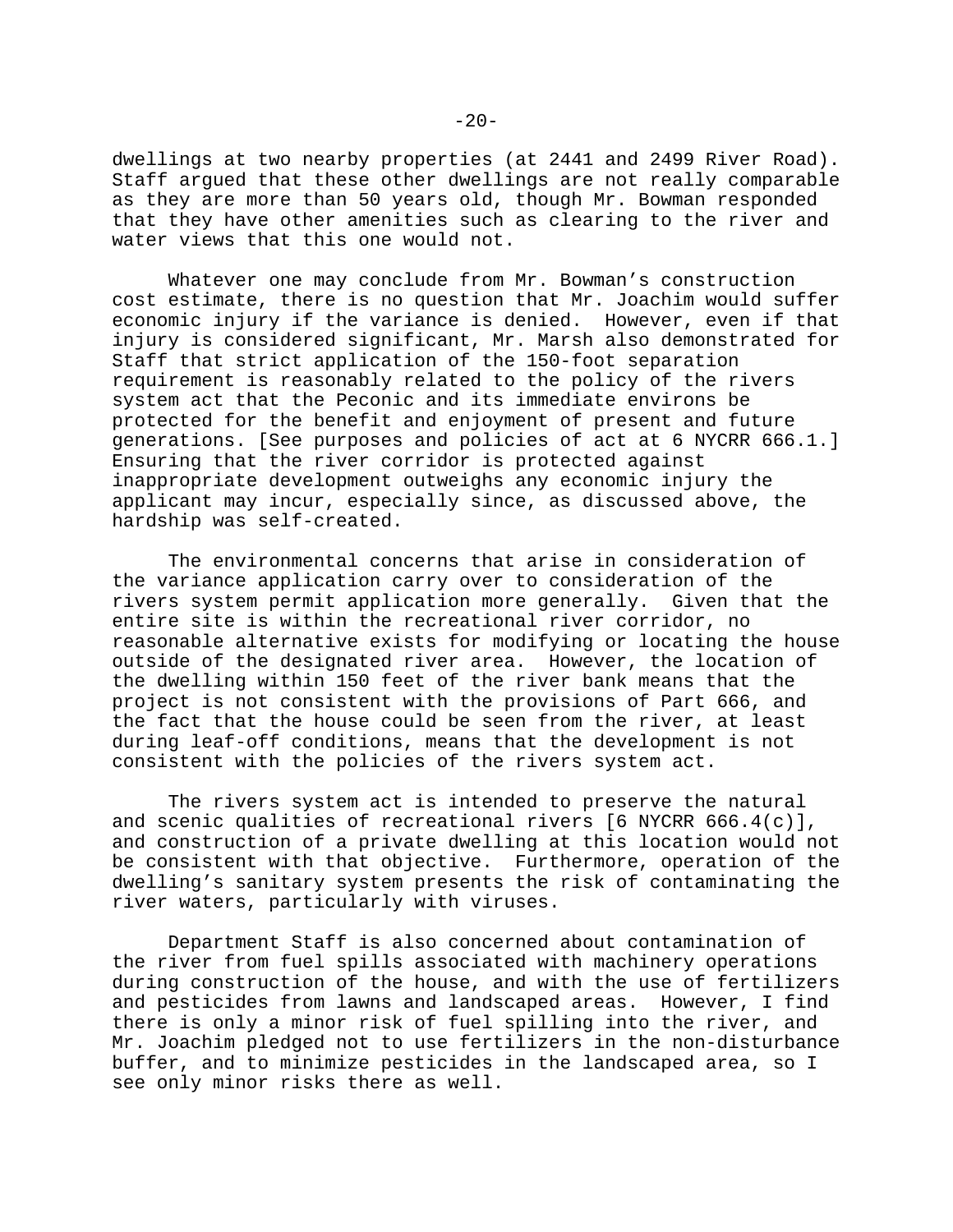dwellings at two nearby properties (at 2441 and 2499 River Road). Staff argued that these other dwellings are not really comparable as they are more than 50 years old, though Mr. Bowman responded that they have other amenities such as clearing to the river and water views that this one would not.

Whatever one may conclude from Mr. Bowman's construction cost estimate, there is no question that Mr. Joachim would suffer economic injury if the variance is denied. However, even if that injury is considered significant, Mr. Marsh also demonstrated for Staff that strict application of the 150-foot separation requirement is reasonably related to the policy of the rivers system act that the Peconic and its immediate environs be protected for the benefit and enjoyment of present and future generations. [See purposes and policies of act at 6 NYCRR 666.1.] Ensuring that the river corridor is protected against inappropriate development outweighs any economic injury the applicant may incur, especially since, as discussed above, the hardship was self-created.

The environmental concerns that arise in consideration of the variance application carry over to consideration of the rivers system permit application more generally. Given that the entire site is within the recreational river corridor, no reasonable alternative exists for modifying or locating the house outside of the designated river area. However, the location of the dwelling within 150 feet of the river bank means that the project is not consistent with the provisions of Part 666, and the fact that the house could be seen from the river, at least during leaf-off conditions, means that the development is not consistent with the policies of the rivers system act.

The rivers system act is intended to preserve the natural and scenic qualities of recreational rivers [6 NYCRR 666.4(c)], and construction of a private dwelling at this location would not be consistent with that objective. Furthermore, operation of the dwelling's sanitary system presents the risk of contaminating the river waters, particularly with viruses.

Department Staff is also concerned about contamination of the river from fuel spills associated with machinery operations during construction of the house, and with the use of fertilizers and pesticides from lawns and landscaped areas. However, I find there is only a minor risk of fuel spilling into the river, and Mr. Joachim pledged not to use fertilizers in the non-disturbance buffer, and to minimize pesticides in the landscaped area, so I see only minor risks there as well.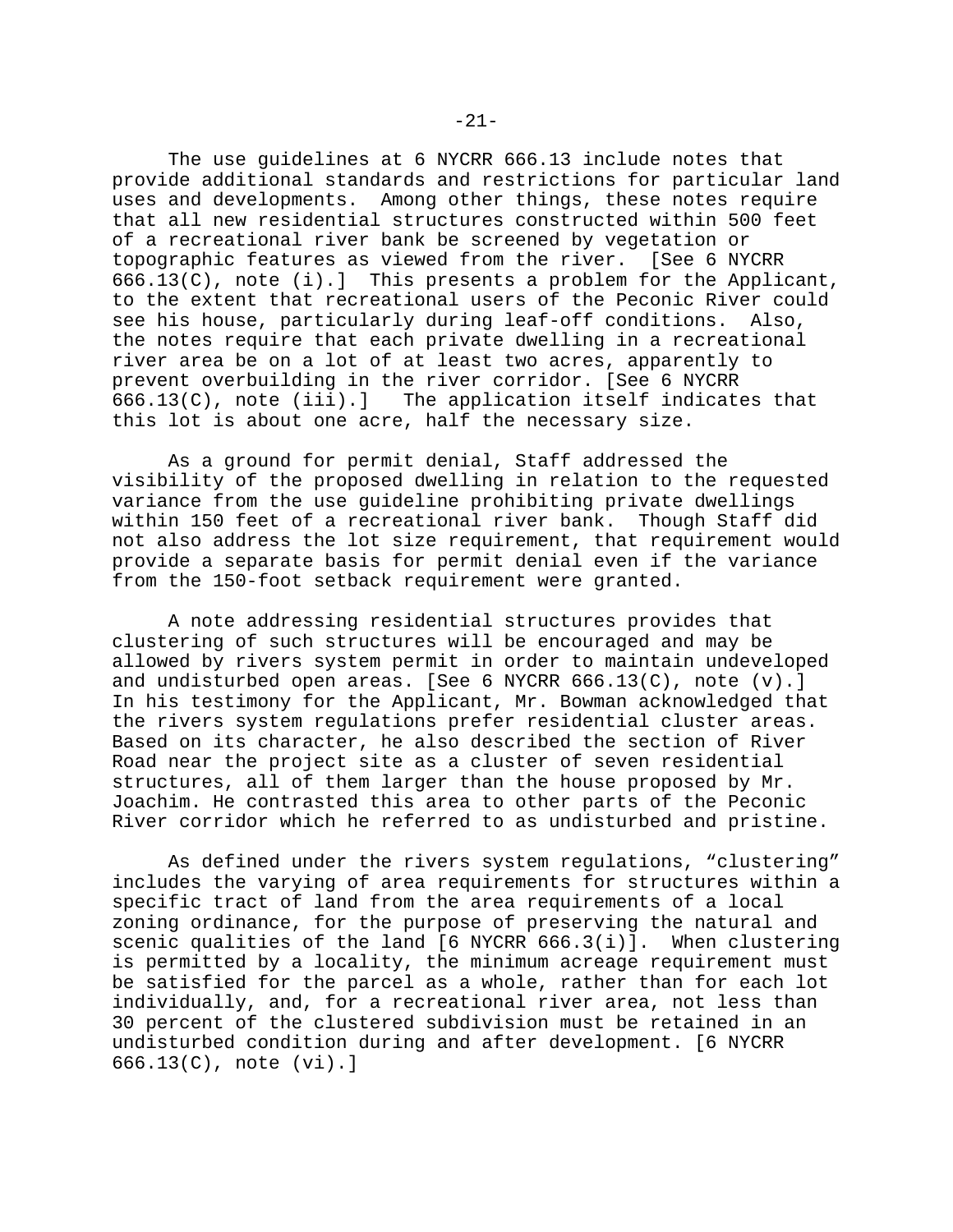The use guidelines at 6 NYCRR 666.13 include notes that provide additional standards and restrictions for particular land uses and developments. Among other things, these notes require that all new residential structures constructed within 500 feet of a recreational river bank be screened by vegetation or topographic features as viewed from the river. [See 6 NYCRR 666.13(C), note (i).] This presents a problem for the Applicant, to the extent that recreational users of the Peconic River could see his house, particularly during leaf-off conditions. Also, the notes require that each private dwelling in a recreational river area be on a lot of at least two acres, apparently to prevent overbuilding in the river corridor. [See 6 NYCRR 666.13(C), note (iii).] The application itself indicates that this lot is about one acre, half the necessary size.

As a ground for permit denial, Staff addressed the visibility of the proposed dwelling in relation to the requested variance from the use guideline prohibiting private dwellings within 150 feet of a recreational river bank. Though Staff did not also address the lot size requirement, that requirement would provide a separate basis for permit denial even if the variance from the 150-foot setback requirement were granted.

A note addressing residential structures provides that clustering of such structures will be encouraged and may be allowed by rivers system permit in order to maintain undeveloped and undisturbed open areas. [See 6 NYCRR 666.13(C), note (v).] In his testimony for the Applicant, Mr. Bowman acknowledged that the rivers system regulations prefer residential cluster areas. Based on its character, he also described the section of River Road near the project site as a cluster of seven residential structures, all of them larger than the house proposed by Mr. Joachim. He contrasted this area to other parts of the Peconic River corridor which he referred to as undisturbed and pristine.

As defined under the rivers system regulations, "clustering" includes the varying of area requirements for structures within a specific tract of land from the area requirements of a local zoning ordinance, for the purpose of preserving the natural and scenic qualities of the land [6 NYCRR 666.3(i)]. When clustering is permitted by a locality, the minimum acreage requirement must be satisfied for the parcel as a whole, rather than for each lot individually, and, for a recreational river area, not less than 30 percent of the clustered subdivision must be retained in an undisturbed condition during and after development. [6 NYCRR 666.13(C), note (vi).]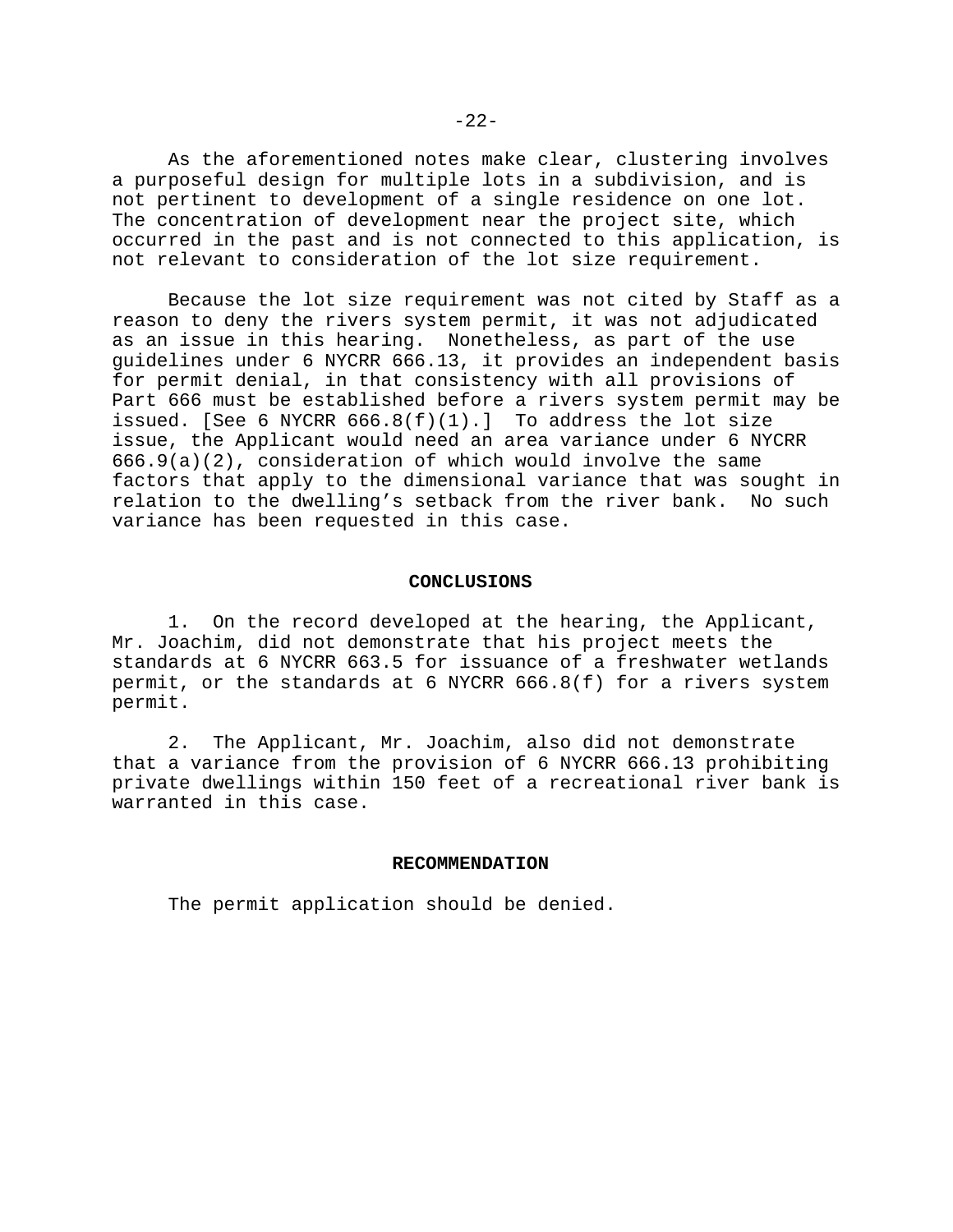As the aforementioned notes make clear, clustering involves a purposeful design for multiple lots in a subdivision, and is not pertinent to development of a single residence on one lot. The concentration of development near the project site, which occurred in the past and is not connected to this application, is not relevant to consideration of the lot size requirement.

Because the lot size requirement was not cited by Staff as a reason to deny the rivers system permit, it was not adjudicated as an issue in this hearing. Nonetheless, as part of the use guidelines under 6 NYCRR 666.13, it provides an independent basis for permit denial, in that consistency with all provisions of Part 666 must be established before a rivers system permit may be issued. [See 6 NYCRR 666.8(f)(1).] To address the lot size issue, the Applicant would need an area variance under 6 NYCRR 666.9(a)(2), consideration of which would involve the same factors that apply to the dimensional variance that was sought in relation to the dwelling's setback from the river bank. No such variance has been requested in this case.

## CONCLUSIONS

1. On the record developed at the hearing, the Applicant, Mr. Joachim, did not demonstrate that his project meets the standards at 6 NYCRR 663.5 for issuance of a freshwater wetlands permit, or the standards at 6 NYCRR 666.8(f) for a rivers system permit.

2. The Applicant, Mr. Joachim, also did not demonstrate that a variance from the provision of 6 NYCRR 666.13 prohibiting private dwellings within 150 feet of a recreational river bank is warranted in this case.

## RECOMMENDATION

The permit application should be denied.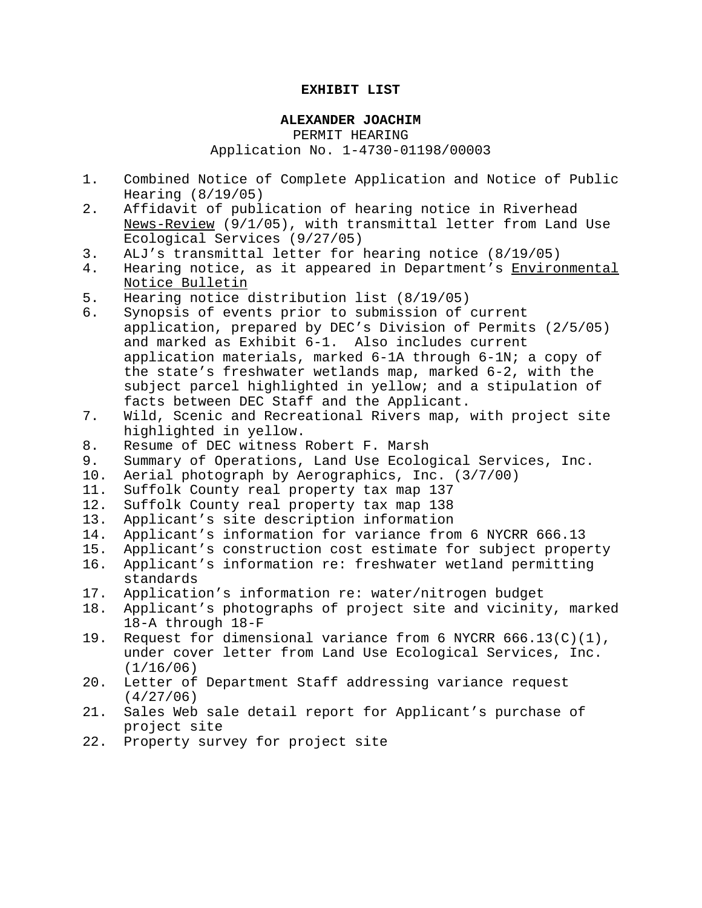**EXHIBIT LIST**

**ALEXANDER JOACHIM**
PERMIT HEARING
Application No. 1-4730-01198/00003

1. Combined Notice of Complete Application and Notice of Public Hearing (8/19/05)
2. Affidavit of publication of hearing notice in Riverhead <u>News-Review</u> (9/1/05), with transmittal letter from Land Use Ecological Services (9/27/05)
3. ALJ's transmittal letter for hearing notice (8/19/05)
4. Hearing notice, as it appeared in Department's <u>Environmental Notice Bulletin</u>
5. Hearing notice distribution list (8/19/05)
6. Synopsis of events prior to submission of current application, prepared by DEC's Division of Permits (2/5/05) and marked as Exhibit 6-1. Also includes current application materials, marked 6-1A through 6-1N; a copy of the state's freshwater wetlands map, marked 6-2, with the subject parcel highlighted in yellow; and a stipulation of facts between DEC Staff and the Applicant.
7. Wild, Scenic and Recreational Rivers map, with project site highlighted in yellow.
8. Resume of DEC witness Robert F. Marsh
9. Summary of Operations, Land Use Ecological Services, Inc.
10. Aerial photograph by Aerographics, Inc. (3/7/00)
11. Suffolk County real property tax map 137
12. Suffolk County real property tax map 138
13. Applicant's site description information
14. Applicant's information for variance from 6 NYCRR 666.13
15. Applicant's construction cost estimate for subject property
16. Applicant's information re: freshwater wetland permitting standards
17. Application's information re: water/nitrogen budget
18. Applicant's photographs of project site and vicinity, marked 18-A through 18-F
19. Request for dimensional variance from 6 NYCRR 666.13(C)(1), under cover letter from Land Use Ecological Services, Inc. (1/16/06)
20. Letter of Department Staff addressing variance request (4/27/06)
21. Sales Web sale detail report for Applicant's purchase of project site
22. Property survey for project site